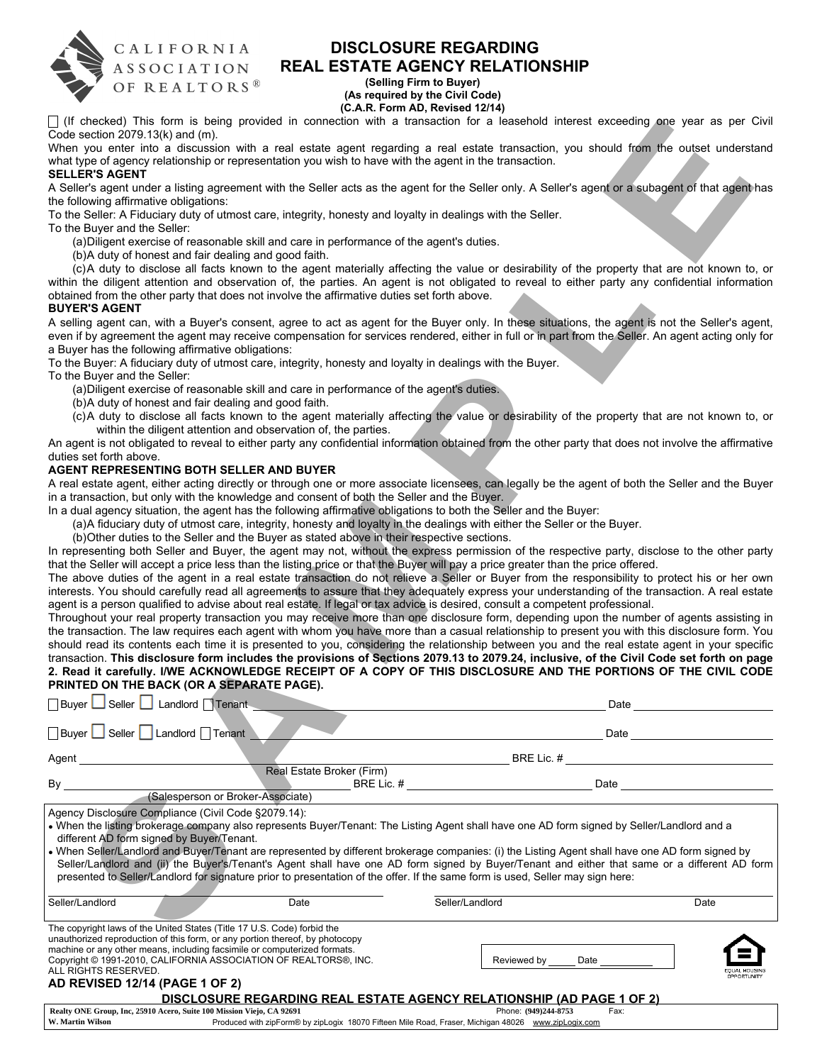CALIFORNIA ASSOCIATION OF REALTORS®

# DISCLOSURE REGARDING REAL ESTATE AGENCY RELATIONSHIP

**(Selling Firm to Buyer)**
**(As required by the Civil Code)**
**(C.A.R. Form AD, Revised 12/14)**

☐ (If checked) This form is being provided in connection with a transaction for a leasehold interest exceeding one year as per Civil Code section 2079.13(k) and (m).

When you enter into a discussion with a real estate agent regarding a real estate transaction, you should from the outset understand what type of agency relationship or representation you wish to have with the agent in the transaction.

**SELLER'S AGENT**

A Seller's agent under a listing agreement with the Seller acts as the agent for the Seller only. A Seller's agent or a subagent of that agent has the following affirmative obligations:

To the Seller: A Fiduciary duty of utmost care, integrity, honesty and loyalty in dealings with the Seller.

To the Buyer and the Seller:

(a) Diligent exercise of reasonable skill and care in performance of the agent's duties.

(b) A duty of honest and fair dealing and good faith.

(c) A duty to disclose all facts known to the agent materially affecting the value or desirability of the property that are not known to, or within the diligent attention and observation of, the parties. An agent is not obligated to reveal to either party any confidential information obtained from the other party that does not involve the affirmative duties set forth above.

**BUYER'S AGENT**

A selling agent can, with a Buyer's consent, agree to act as agent for the Buyer only. In these situations, the agent is not the Seller's agent, even if by agreement the agent may receive compensation for services rendered, either in full or in part from the Seller. An agent acting only for a Buyer has the following affirmative obligations:

To the Buyer: A fiduciary duty of utmost care, integrity, honesty and loyalty in dealings with the Buyer.

To the Buyer and the Seller:

(a) Diligent exercise of reasonable skill and care in performance of the agent's duties.

(b) A duty of honest and fair dealing and good faith.

(c) A duty to disclose all facts known to the agent materially affecting the value or desirability of the property that are not known to, or within the diligent attention and observation of, the parties.

An agent is not obligated to reveal to either party any confidential information obtained from the other party that does not involve the affirmative duties set forth above.

**AGENT REPRESENTING BOTH SELLER AND BUYER**

A real estate agent, either acting directly or through one or more associate licensees, can legally be the agent of both the Seller and the Buyer in a transaction, but only with the knowledge and consent of both the Seller and the Buyer.

In a dual agency situation, the agent has the following affirmative obligations to both the Seller and the Buyer:

(a) A fiduciary duty of utmost care, integrity, honesty and loyalty in the dealings with either the Seller or the Buyer.

(b) Other duties to the Seller and the Buyer as stated above in their respective sections.

In representing both Seller and Buyer, the agent may not, without the express permission of the respective party, disclose to the other party that the Seller will accept a price less than the listing price or that the Buyer will pay a price greater than the price offered.

The above duties of the agent in a real estate transaction do not relieve a Seller or Buyer from the responsibility to protect his or her own interests. You should carefully read all agreements to assure that they adequately express your understanding of the transaction. A real estate agent is a person qualified to advise about real estate. If legal or tax advice is desired, consult a competent professional.

Throughout your real property transaction you may receive more than one disclosure form, depending upon the number of agents assisting in the transaction. The law requires each agent with whom you have more than a casual relationship to present you with this disclosure form. You should read its contents each time it is presented to you, considering the relationship between you and the real estate agent in your specific transaction. **This disclosure form includes the provisions of Sections 2079.13 to 2079.24, inclusive, of the Civil Code set forth on page 2. Read it carefully. I/WE ACKNOWLEDGE RECEIPT OF A COPY OF THIS DISCLOSURE AND THE PORTIONS OF THE CIVIL CODE PRINTED ON THE BACK (OR A SEPARATE PAGE).**

☐ Buyer ☐ Seller ☐ Landlord ☐ Tenant ______________________________ Date ______________

☐ Buyer ☐ Seller ☐ Landlord ☐ Tenant ______________________________ Date ______________

Agent ______________________________ BRE Lic. # ______________
Real Estate Broker (Firm)

By ______________________________ BRE Lic. # ______________ Date ______________
(Salesperson or Broker-Associate)

Agency Disclosure Compliance (Civil Code §2079.14):

- When the listing brokerage company also represents Buyer/Tenant: The Listing Agent shall have one AD form signed by Seller/Landlord and a different AD form signed by Buyer/Tenant.
- When Seller/Landlord and Buyer/Tenant are represented by different brokerage companies: (i) the Listing Agent shall have one AD form signed by Seller/Landlord and (ii) the Buyer's/Tenant's Agent shall have one AD form signed by Buyer/Tenant and either that same or a different AD form presented to Seller/Landlord for signature prior to presentation of the offer. If the same form is used, Seller may sign here:

______________________________ ______________ ______________________________ ______________
Seller/Landlord Date Seller/Landlord Date

The copyright laws of the United States (Title 17 U.S. Code) forbid the unauthorized reproduction of this form, or any portion thereof, by photocopy machine or any other means, including facsimile or computerized formats.
Copyright © 1991-2010, CALIFORNIA ASSOCIATION OF REALTORS®, INC.
ALL RIGHTS RESERVED.

**AD REVISED 12/14 (PAGE 1 OF 2)**

Reviewed by _____ Date __________

EQUAL HOUSING OPPORTUNITY

**DISCLOSURE REGARDING REAL ESTATE AGENCY RELATIONSHIP (AD PAGE 1 OF 2)**

Realty ONE Group, Inc, 25910 Acero, Suite 100 Mission Viejo, CA 92691 Phone: (949)244-8753 Fax:
W. Martin Wilson Produced with zipForm® by zipLogix 18070 Fifteen Mile Road, Fraser, Michigan 48026 www.zipLogix.com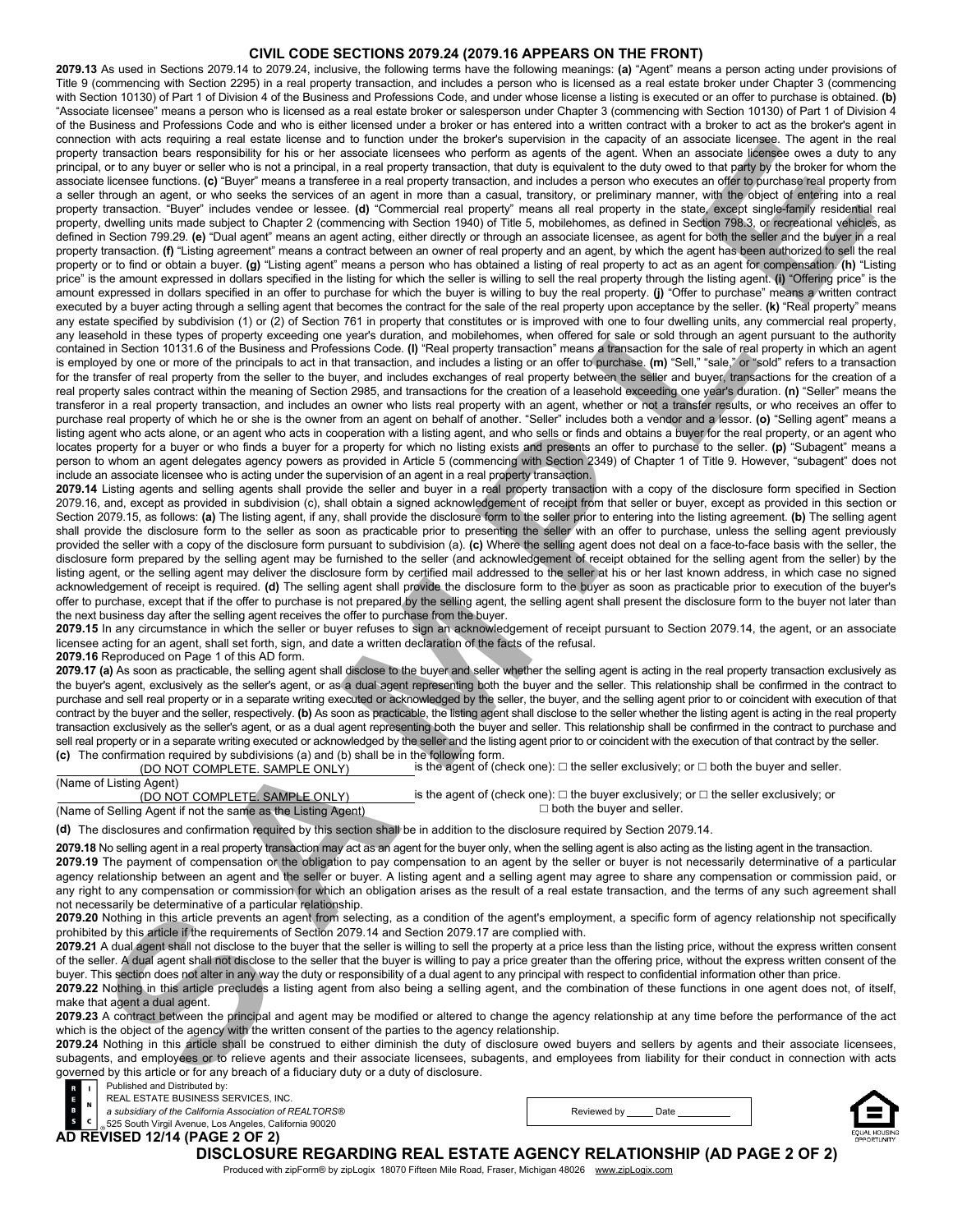## CIVIL CODE SECTIONS 2079.24 (2079.16 APPEARS ON THE FRONT)

**2079.13** As used in Sections 2079.14 to 2079.24, inclusive, the following terms have the following meanings: **(a)** "Agent" means a person acting under provisions of Title 9 (commencing with Section 2295) in a real property transaction, and includes a person who is licensed as a real estate broker under Chapter 3 (commencing with Section 10130) of Part 1 of Division 4 of the Business and Professions Code, and under whose license a listing is executed or an offer to purchase is obtained. **(b)** "Associate licensee" means a person who is licensed as a real estate broker or salesperson under Chapter 3 (commencing with Section 10130) of Part 1 of Division 4 of the Business and Professions Code and who is either licensed under a broker or has entered into a written contract with a broker to act as the broker's agent in connection with acts requiring a real estate license and to function under the broker's supervision in the capacity of an associate licensee. The agent in the real property transaction bears responsibility for his or her associate licensees who perform as agents of the agent. When an associate licensee owes a duty to any principal, or to any buyer or seller who is not a principal, in a real property transaction, that duty is equivalent to the duty owed to that party by the broker for whom the associate licensee functions. **(c)** "Buyer" means a transferee in a real property transaction, and includes a person who executes an offer to purchase real property from a seller through an agent, or who seeks the services of an agent in more than a casual, transitory, or preliminary manner, with the object of entering into a real property transaction. "Buyer" includes vendee or lessee. **(d)** "Commercial real property" means all real property in the state, except single-family residential real property, dwelling units made subject to Chapter 2 (commencing with Section 1940) of Title 5, mobilehomes, as defined in Section 798.3, or recreational vehicles, as defined in Section 799.29. **(e)** "Dual agent" means an agent acting, either directly or through an associate licensee, as agent for both the seller and the buyer in a real property transaction. **(f)** "Listing agreement" means a contract between an owner of real property and an agent, by which the agent has been authorized to sell the real property or to find or obtain a buyer. **(g)** "Listing agent" means a person who has obtained a listing of real property to act as an agent for compensation. **(h)** "Listing price" is the amount expressed in dollars specified in the listing for which the seller is willing to sell the real property through the listing agent. **(i)** "Offering price" is the amount expressed in dollars specified in an offer to purchase for which the buyer is willing to buy the real property. **(j)** "Offer to purchase" means a written contract executed by a buyer acting through a selling agent that becomes the contract for the sale of the real property upon acceptance by the seller. **(k)** "Real property" means any estate specified by subdivision (1) or (2) of Section 761 in property that constitutes or is improved with one to four dwelling units, any commercial real property, any leasehold in these types of property exceeding one year's duration, and mobilehomes, when offered for sale or sold through an agent pursuant to the authority contained in Section 10131.6 of the Business and Professions Code. **(l)** "Real property transaction" means a transaction for the sale of real property in which an agent is employed by one or more of the principals to act in that transaction, and includes a listing or an offer to purchase. **(m)** "Sell," "sale," or "sold" refers to a transaction for the transfer of real property from the seller to the buyer, and includes exchanges of real property between the seller and buyer, transactions for the creation of a real property sales contract within the meaning of Section 2985, and transactions for the creation of a leasehold exceeding one year's duration. **(n)** "Seller" means the transferor in a real property transaction, and includes an owner who lists real property with an agent, whether or not a transfer results, or who receives an offer to purchase real property of which he or she is the owner from an agent on behalf of another. "Seller" includes both a vendor and a lessor. **(o)** "Selling agent" means a listing agent who acts alone, or an agent who acts in cooperation with a listing agent, and who sells or finds and obtains a buyer for the real property, or an agent who locates property for a buyer or who finds a buyer for a property for which no listing exists and presents an offer to purchase to the seller. **(p)** "Subagent" means a person to whom an agent delegates agency powers as provided in Article 5 (commencing with Section 2349) of Chapter 1 of Title 9. However, "subagent" does not include an associate licensee who is acting under the supervision of an agent in a real property transaction.

**2079.14** Listing agents and selling agents shall provide the seller and buyer in a real property transaction with a copy of the disclosure form specified in Section 2079.16, and, except as provided in subdivision (c), shall obtain a signed acknowledgement of receipt from that seller or buyer, except as provided in this section or Section 2079.15, as follows: **(a)** The listing agent, if any, shall provide the disclosure form to the seller prior to entering into the listing agreement. **(b)** The selling agent shall provide the disclosure form to the seller as soon as practicable prior to presenting the seller with an offer to purchase, unless the selling agent previously provided the seller with a copy of the disclosure form pursuant to subdivision (a). **(c)** Where the selling agent does not deal on a face-to-face basis with the seller, the disclosure form prepared by the selling agent may be furnished to the seller (and acknowledgement of receipt obtained for the selling agent from the seller) by the listing agent, or the selling agent may deliver the disclosure form by certified mail addressed to the seller at his or her last known address, in which case no signed acknowledgement of receipt is required. **(d)** The selling agent shall provide the disclosure form to the buyer as soon as practicable prior to execution of the buyer's offer to purchase, except that if the offer to purchase is not prepared by the selling agent, the selling agent shall present the disclosure form to the buyer not later than the next business day after the selling agent receives the offer to purchase from the buyer.

**2079.15** In any circumstance in which the seller or buyer refuses to sign an acknowledgement of receipt pursuant to Section 2079.14, the agent, or an associate licensee acting for an agent, shall set forth, sign, and date a written declaration of the facts of the refusal.

**2079.16** Reproduced on Page 1 of this AD form.

**2079.17 (a)** As soon as practicable, the selling agent shall disclose to the buyer and seller whether the selling agent is acting in the real property transaction exclusively as the buyer's agent, exclusively as the seller's agent, or as a dual agent representing both the buyer and the seller. This relationship shall be confirmed in the contract to purchase and sell real property or in a separate writing executed or acknowledged by the seller, the buyer, and the selling agent prior to or coincident with execution of that contract by the buyer and the seller, respectively. **(b)** As soon as practicable, the listing agent shall disclose to the seller whether the listing agent is acting in the real property transaction exclusively as the seller's agent, or as a dual agent representing both the buyer and seller. This relationship shall be confirmed in the contract to purchase and sell real property or in a separate writing executed or acknowledged by the seller and the listing agent prior to or coincident with the execution of that contract by the seller.
**(c)** The confirmation required by subdivisions (a) and (b) shall be in the following form.

(DO NOT COMPLETE. SAMPLE ONLY) is the agent of (check one): ☐ the seller exclusively; or ☐ both the buyer and seller.
(Name of Listing Agent)

(DO NOT COMPLETE. SAMPLE ONLY) is the agent of (check one): ☐ the buyer exclusively; or ☐ the seller exclusively; or ☐ both the buyer and seller.
(Name of Selling Agent if not the same as the Listing Agent)

**(d)** The disclosures and confirmation required by this section shall be in addition to the disclosure required by Section 2079.14.

**2079.18** No selling agent in a real property transaction may act as an agent for the buyer only, when the selling agent is also acting as the listing agent in the transaction.

**2079.19** The payment of compensation or the obligation to pay compensation to an agent by the seller or buyer is not necessarily determinative of a particular agency relationship between an agent and the seller or buyer. A listing agent and a selling agent may agree to share any compensation or commission paid, or any right to any compensation or commission for which an obligation arises as the result of a real estate transaction, and the terms of any such agreement shall not necessarily be determinative of a particular relationship.

**2079.20** Nothing in this article prevents an agent from selecting, as a condition of the agent's employment, a specific form of agency relationship not specifically prohibited by this article if the requirements of Section 2079.14 and Section 2079.17 are complied with.

**2079.21** A dual agent shall not disclose to the buyer that the seller is willing to sell the property at a price less than the listing price, without the express written consent of the seller. A dual agent shall not disclose to the seller that the buyer is willing to pay a price greater than the offering price, without the express written consent of the buyer. This section does not alter in any way the duty or responsibility of a dual agent to any principal with respect to confidential information other than price.

**2079.22** Nothing in this article precludes a listing agent from also being a selling agent, and the combination of these functions in one agent does not, of itself, make that agent a dual agent.

**2079.23** A contract between the principal and agent may be modified or altered to change the agency relationship at any time before the performance of the act which is the object of the agency with the written consent of the parties to the agency relationship.

**2079.24** Nothing in this article shall be construed to either diminish the duty of disclosure owed buyers and sellers by agents and their associate licensees, subagents, and employees or to relieve agents and their associate licensees, subagents, and employees from liability for their conduct in connection with acts governed by this article or for any breach of a fiduciary duty or a duty of disclosure.

Published and Distributed by:
REAL ESTATE BUSINESS SERVICES, INC.
*a subsidiary of the California Association of REALTORS®*
525 South Virgil Avenue, Los Angeles, California 90020

Reviewed by _____ Date __________

AD REVISED 12/14 (PAGE 2 OF 2)

**DISCLOSURE REGARDING REAL ESTATE AGENCY RELATIONSHIP (AD PAGE 2 OF 2)**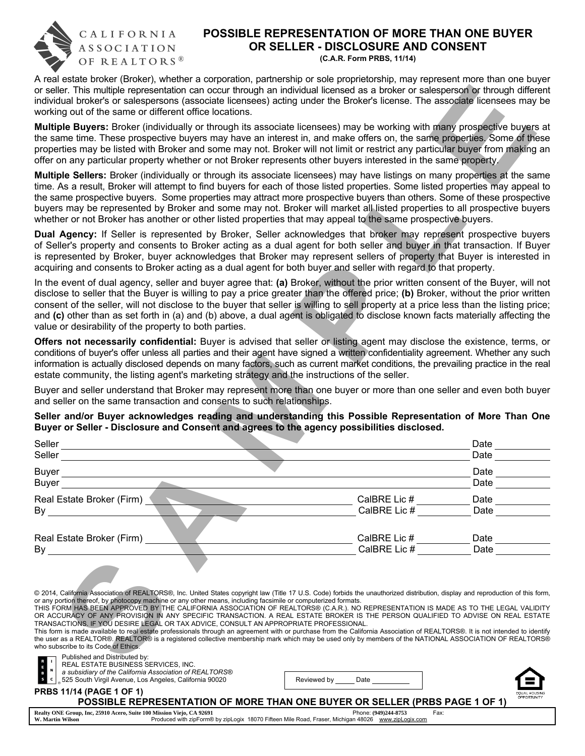# POSSIBLE REPRESENTATION OF MORE THAN ONE BUYER OR SELLER - DISCLOSURE AND CONSENT

**(C.A.R. Form PRBS, 11/14)**

A real estate broker (Broker), whether a corporation, partnership or sole proprietorship, may represent more than one buyer or seller. This multiple representation can occur through an individual licensed as a broker or salesperson or through different individual broker's or salespersons (associate licensees) acting under the Broker's license. The associate licensees may be working out of the same or different office locations.

**Multiple Buyers:** Broker (individually or through its associate licensees) may be working with many prospective buyers at the same time. These prospective buyers may have an interest in, and make offers on, the same properties. Some of these properties may be listed with Broker and some may not. Broker will not limit or restrict any particular buyer from making an offer on any particular property whether or not Broker represents other buyers interested in the same property.

**Multiple Sellers:** Broker (individually or through its associate licensees) may have listings on many properties at the same time. As a result, Broker will attempt to find buyers for each of those listed properties. Some listed properties may appeal to the same prospective buyers. Some properties may attract more prospective buyers than others. Some of these prospective buyers may be represented by Broker and some may not. Broker will market all listed properties to all prospective buyers whether or not Broker has another or other listed properties that may appeal to the same prospective buyers.

**Dual Agency:** If Seller is represented by Broker, Seller acknowledges that broker may represent prospective buyers of Seller's property and consents to Broker acting as a dual agent for both seller and buyer in that transaction. If Buyer is represented by Broker, buyer acknowledges that Broker may represent sellers of property that Buyer is interested in acquiring and consents to Broker acting as a dual agent for both buyer and seller with regard to that property.

In the event of dual agency, seller and buyer agree that: **(a)** Broker, without the prior written consent of the Buyer, will not disclose to seller that the Buyer is willing to pay a price greater than the offered price; **(b)** Broker, without the prior written consent of the seller, will not disclose to the buyer that seller is willing to sell property at a price less than the listing price; and **(c)** other than as set forth in (a) and (b) above, a dual agent is obligated to disclose known facts materially affecting the value or desirability of the property to both parties.

**Offers not necessarily confidential:** Buyer is advised that seller or listing agent may disclose the existence, terms, or conditions of buyer's offer unless all parties and their agent have signed a written confidentiality agreement. Whether any such information is actually disclosed depends on many factors, such as current market conditions, the prevailing practice in the real estate community, the listing agent's marketing strategy and the instructions of the seller.

Buyer and seller understand that Broker may represent more than one buyer or more than one seller and even both buyer and seller on the same transaction and consents to such relationships.

**Seller and/or Buyer acknowledges reading and understanding this Possible Representation of More Than One Buyer or Seller - Disclosure and Consent and agrees to the agency possibilities disclosed.**

Seller ______________________________ Date __________
Seller ______________________________ Date __________

Buyer ______________________________ Date __________
Buyer ______________________________ Date __________

Real Estate Broker (Firm) ______________________ CalBRE Lic # __________ Date __________
By ______________________ CalBRE Lic # __________ Date __________

Real Estate Broker (Firm) ______________________ CalBRE Lic # __________ Date __________
By ______________________ CalBRE Lic # __________ Date __________

© 2014, California Association of REALTORS®, Inc. United States copyright law (Title 17 U.S. Code) forbids the unauthorized distribution, display and reproduction of this form, or any portion thereof, by photocopy machine or any other means, including facsimile or computerized formats.
THIS FORM HAS BEEN APPROVED BY THE CALIFORNIA ASSOCIATION OF REALTORS® (C.A.R.). NO REPRESENTATION IS MADE AS TO THE LEGAL VALIDITY OR ACCURACY OF ANY PROVISION IN ANY SPECIFIC TRANSACTION. A REAL ESTATE BROKER IS THE PERSON QUALIFIED TO ADVISE ON REAL ESTATE TRANSACTIONS. IF YOU DESIRE LEGAL OR TAX ADVICE, CONSULT AN APPROPRIATE PROFESSIONAL.
This form is made available to real estate professionals through an agreement with or purchase from the California Association of REALTORS®. It is not intended to identify the user as a REALTOR®. REALTOR® is a registered collective membership mark which may be used only by members of the NATIONAL ASSOCIATION OF REALTORS® who subscribe to its Code of Ethics.

Published and Distributed by:
REAL ESTATE BUSINESS SERVICES, INC.
*a subsidiary of the California Association of REALTORS®*
525 South Virgil Avenue, Los Angeles, California 90020

Reviewed by _____ Date _________

PRBS 11/14 (PAGE 1 OF 1)

**POSSIBLE REPRESENTATION OF MORE THAN ONE BUYER OR SELLER (PRBS PAGE 1 OF 1)**

Realty ONE Group, Inc, 25910 Acero, Suite 100 Mission Viejo, CA 92691 Phone: (949)244-8753 Fax:
W. Martin Wilson Produced with zipForm® by zipLogix 18070 Fifteen Mile Road, Fraser, Michigan 48026 www.zipLogix.com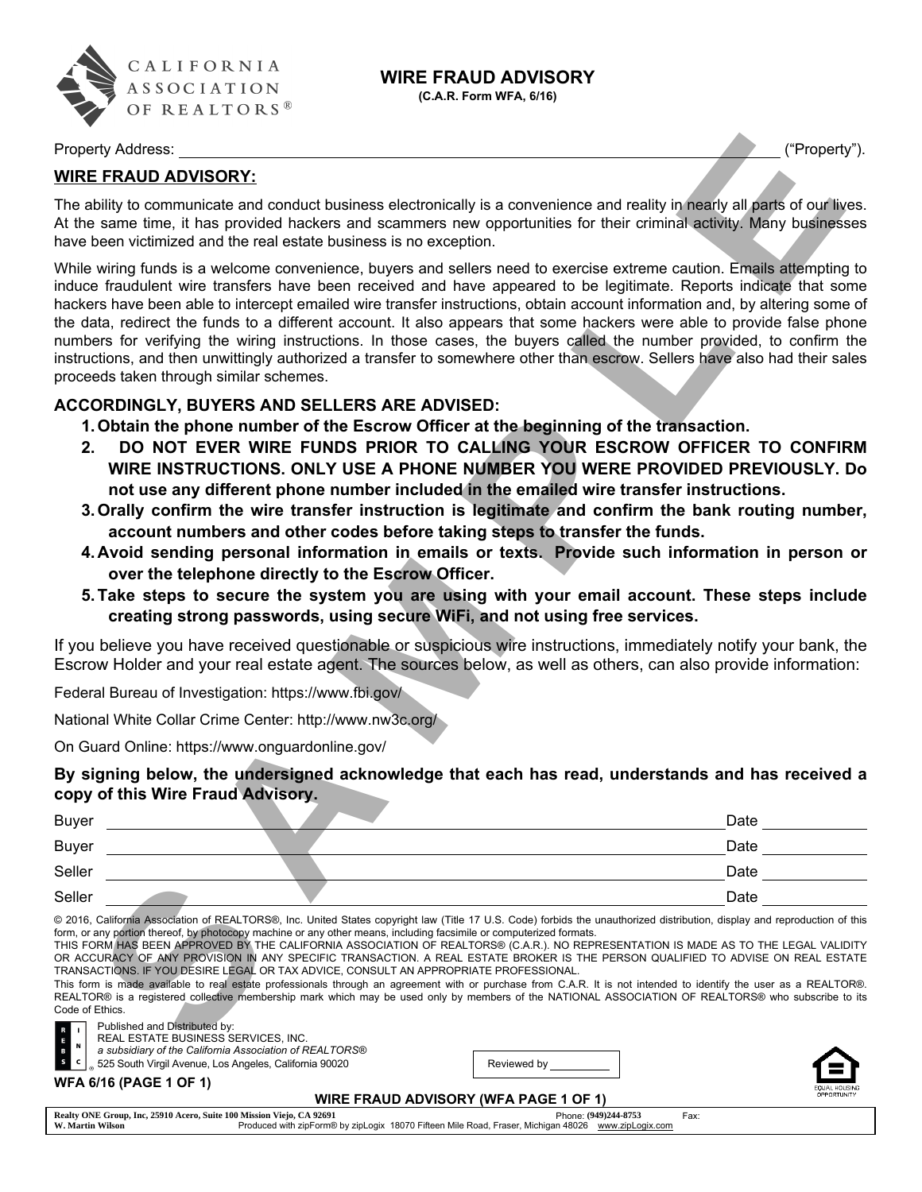CALIFORNIA ASSOCIATION OF REALTORS®

# WIRE FRAUD ADVISORY

**(C.A.R. Form WFA, 6/16)**

Property Address: _______________________________________________ ("Property").

## WIRE FRAUD ADVISORY:

The ability to communicate and conduct business electronically is a convenience and reality in nearly all parts of our lives. At the same time, it has provided hackers and scammers new opportunities for their criminal activity. Many businesses have been victimized and the real estate business is no exception.

While wiring funds is a welcome convenience, buyers and sellers need to exercise extreme caution. Emails attempting to induce fraudulent wire transfers have been received and have appeared to be legitimate. Reports indicate that some hackers have been able to intercept emailed wire transfer instructions, obtain account information and, by altering some of the data, redirect the funds to a different account. It also appears that some hackers were able to provide false phone numbers for verifying the wiring instructions. In those cases, the buyers called the number provided, to confirm the instructions, and then unwittingly authorized a transfer to somewhere other than escrow. Sellers have also had their sales proceeds taken through similar schemes.

### ACCORDINGLY, BUYERS AND SELLERS ARE ADVISED:

1. **Obtain the phone number of the Escrow Officer at the beginning of the transaction.**
2. **DO NOT EVER WIRE FUNDS PRIOR TO CALLING YOUR ESCROW OFFICER TO CONFIRM WIRE INSTRUCTIONS. ONLY USE A PHONE NUMBER YOU WERE PROVIDED PREVIOUSLY. Do not use any different phone number included in the emailed wire transfer instructions.**
3. **Orally confirm the wire transfer instruction is legitimate and confirm the bank routing number, account numbers and other codes before taking steps to transfer the funds.**
4. **Avoid sending personal information in emails or texts. Provide such information in person or over the telephone directly to the Escrow Officer.**
5. **Take steps to secure the system you are using with your email account. These steps include creating strong passwords, using secure WiFi, and not using free services.**

If you believe you have received questionable or suspicious wire instructions, immediately notify your bank, the Escrow Holder and your real estate agent. The sources below, as well as others, can also provide information:

Federal Bureau of Investigation: https://www.fbi.gov/

National White Collar Crime Center: http://www.nw3c.org/

On Guard Online: https://www.onguardonline.gov/

**By signing below, the undersigned acknowledge that each has read, understands and has received a copy of this Wire Fraud Advisory.**

Buyer _______________________________________________ Date ____________

Buyer _______________________________________________ Date ____________

Seller _______________________________________________ Date ____________

Seller _______________________________________________ Date ____________

© 2016, California Association of REALTORS®, Inc. United States copyright law (Title 17 U.S. Code) forbids the unauthorized distribution, display and reproduction of this form, or any portion thereof, by photocopy machine or any other means, including facsimile or computerized formats.
THIS FORM HAS BEEN APPROVED BY THE CALIFORNIA ASSOCIATION OF REALTORS® (C.A.R.). NO REPRESENTATION IS MADE AS TO THE LEGAL VALIDITY OR ACCURACY OF ANY PROVISION IN ANY SPECIFIC TRANSACTION. A REAL ESTATE BROKER IS THE PERSON QUALIFIED TO ADVISE ON REAL ESTATE TRANSACTIONS. IF YOU DESIRE LEGAL OR TAX ADVICE, CONSULT AN APPROPRIATE PROFESSIONAL.
This form is made available to real estate professionals through an agreement with or purchase from C.A.R. It is not intended to identify the user as a REALTOR®. REALTOR® is a registered collective membership mark which may be used only by members of the NATIONAL ASSOCIATION OF REALTORS® who subscribe to its Code of Ethics.

Published and Distributed by:
REAL ESTATE BUSINESS SERVICES, INC.
*a subsidiary of the California Association of REALTORS®*
525 South Virgil Avenue, Los Angeles, California 90020

Reviewed by ____________

WFA 6/16 (PAGE 1 OF 1)

WIRE FRAUD ADVISORY (WFA PAGE 1 OF 1)

Realty ONE Group, Inc, 25910 Acero, Suite 100 Mission Viejo, CA 92691 Phone: (949)244-8753 Fax:
W. Martin Wilson Produced with zipForm® by zipLogix 18070 Fifteen Mile Road, Fraser, Michigan 48026 www.zipLogix.com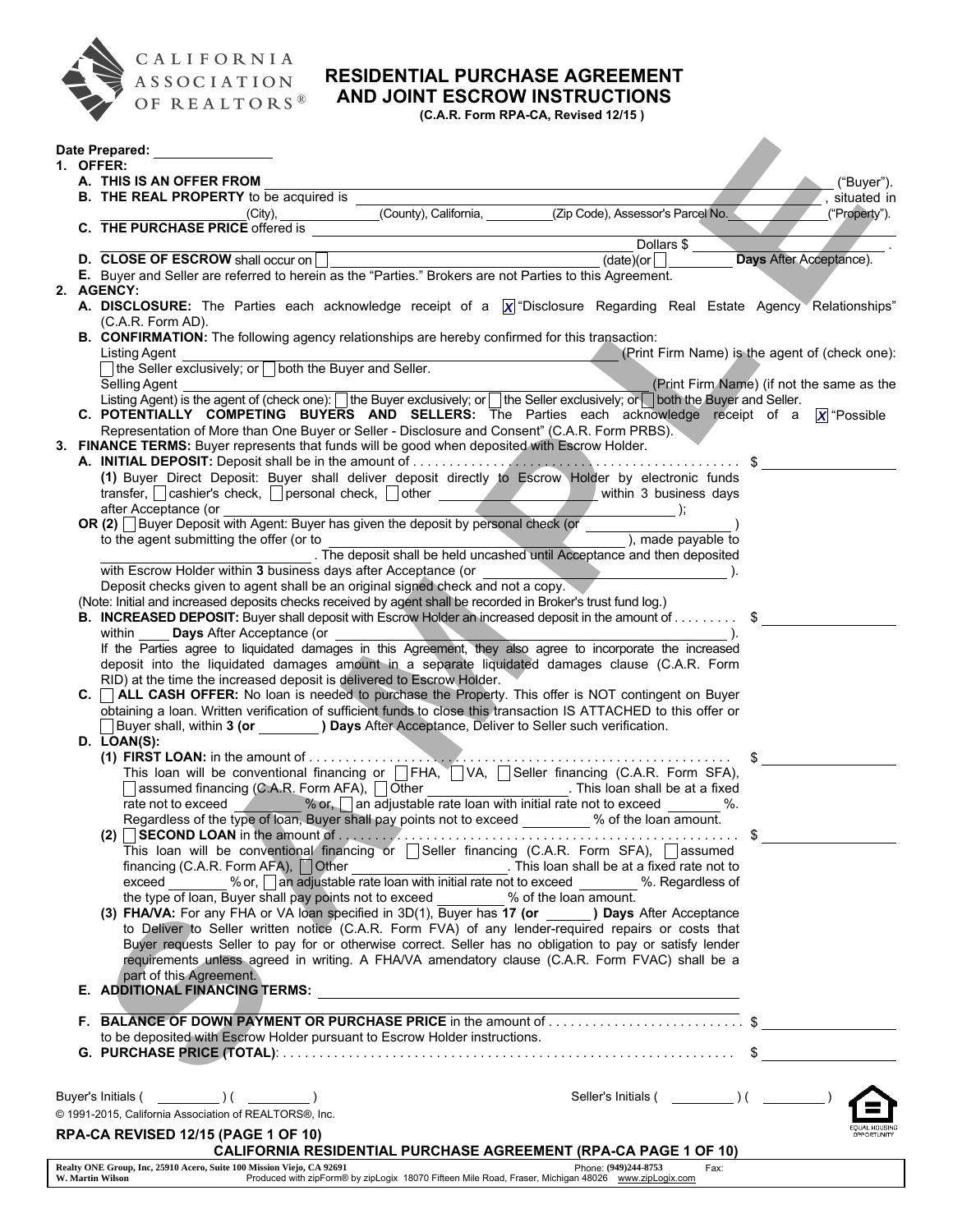CALIFORNIA ASSOCIATION OF REALTORS®

# RESIDENTIAL PURCHASE AGREEMENT AND JOINT ESCROW INSTRUCTIONS

**(C.A.R. Form RPA-CA, Revised 12/15 )**

**Date Prepared:** ________________

**1. OFFER:**

**A. THIS IS AN OFFER FROM** ______________________________________________ ("Buyer").

**B. THE REAL PROPERTY** to be acquired is ______________________________________________, situated in ____________ (City), ____________ (County), California, ____________ (Zip Code), Assessor's Parcel No. ____________ ("Property").

**C. THE PURCHASE PRICE** offered is ______________________________________________ Dollars $ ____________ .

**D. CLOSE OF ESCROW** shall occur on ☐ ____________ (date)(or ☐ ______ **Days** After Acceptance).

**E.** Buyer and Seller are referred to herein as the "Parties." Brokers are not Parties to this Agreement.

**2. AGENCY:**

**A. DISCLOSURE:** The Parties each acknowledge receipt of a ☒ "Disclosure Regarding Real Estate Agency Relationships" (C.A.R. Form AD).

**B. CONFIRMATION:** The following agency relationships are hereby confirmed for this transaction:

Listing Agent ______________________________ (Print Firm Name) is the agent of (check one): ☐ the Seller exclusively; or ☐ both the Buyer and Seller.

Selling Agent ______________________________ (Print Firm Name) (if not the same as the Listing Agent) is the agent of (check one): ☐ the Buyer exclusively; or ☐ the Seller exclusively; or ☐ both the Buyer and Seller.

**C. POTENTIALLY COMPETING BUYERS AND SELLERS:** The Parties each acknowledge receipt of a ☒ "Possible Representation of More than One Buyer or Seller - Disclosure and Consent" (C.A.R. Form PRBS).

**3. FINANCE TERMS:** Buyer represents that funds will be good when deposited with Escrow Holder.

**A. INITIAL DEPOSIT:** Deposit shall be in the amount of . . . . . . . . . . $ ____________

**(1)** Buyer Direct Deposit: Buyer shall deliver deposit directly to Escrow Holder by electronic funds transfer, ☐ cashier's check, ☐ personal check, ☐ other ____________ within 3 business days after Acceptance (or ______________________________ );

**OR (2)** ☐ Buyer Deposit with Agent: Buyer has given the deposit by personal check (or ____________ ) to the agent submitting the offer (or to ______________________________ ), made payable to ______________________________ . The deposit shall be held uncashed until Acceptance and then deposited with Escrow Holder within **3** business days after Acceptance (or ______________________________ ).

Deposit checks given to agent shall be an original signed check and not a copy.

(Note: Initial and increased deposits checks received by agent shall be recorded in Broker's trust fund log.)

**B. INCREASED DEPOSIT:** Buyer shall deposit with Escrow Holder an increased deposit in the amount of . . . . . . . . . $ ____________

within ____ **Days** After Acceptance (or ______________________________ ).

If the Parties agree to liquidated damages in this Agreement, they also agree to incorporate the increased deposit into the liquidated damages amount in a separate liquidated damages clause (C.A.R. Form RID) at the time the increased deposit is delivered to Escrow Holder.

**C.** ☐ **ALL CASH OFFER:** No loan is needed to purchase the Property. This offer is NOT contingent on Buyer obtaining a loan. Written verification of sufficient funds to close this transaction IS ATTACHED to this offer or ☐ Buyer shall, within **3 (or ______ ) Days** After Acceptance, Deliver to Seller such verification.

**D. LOAN(S):**

**(1) FIRST LOAN:** in the amount of . . . . . . . . . . $ ____________

This loan will be conventional financing or ☐ FHA, ☐ VA, ☐ Seller financing (C.A.R. Form SFA), ☐ assumed financing (C.A.R. Form AFA), ☐ Other ____________ . This loan shall be at a fixed rate not to exceed ______ % or, ☐ an adjustable rate loan with initial rate not to exceed ______ %. Regardless of the type of loan, Buyer shall pay points not to exceed ______ % of the loan amount.

**(2)** ☐ **SECOND LOAN** in the amount of . . . . . . . . . . $ ____________

This loan will be conventional financing or ☐ Seller financing (C.A.R. Form SFA), ☐ assumed financing (C.A.R. Form AFA), ☐ Other ____________ . This loan shall be at a fixed rate not to exceed ______ % or, ☐ an adjustable rate loan with initial rate not to exceed ______ %. Regardless of the type of loan, Buyer shall pay points not to exceed ______ % of the loan amount.

**(3) FHA/VA:** For any FHA or VA loan specified in 3D(1), Buyer has **17 (or ______ ) Days** After Acceptance to Deliver to Seller written notice (C.A.R. Form FVA) of any lender-required repairs or costs that Buyer requests Seller to pay for or otherwise correct. Seller has no obligation to pay or satisfy lender requirements unless agreed in writing. A FHA/VA amendatory clause (C.A.R. Form FVAC) shall be a part of this Agreement.

**E. ADDITIONAL FINANCING TERMS:** ______________________________________________

**F. BALANCE OF DOWN PAYMENT OR PURCHASE PRICE** in the amount of . . . . . . . . . . $ ____________

to be deposited with Escrow Holder pursuant to Escrow Holder instructions.

**G. PURCHASE PRICE (TOTAL):** . . . . . . . . . . $ ____________

Buyer's Initials ( ________ ) ( ________ ) Seller's Initials ( ________ ) ( ________ )

© 1991-2015, California Association of REALTORS®, Inc.

**RPA-CA REVISED 12/15 (PAGE 1 OF 10)**

**CALIFORNIA RESIDENTIAL PURCHASE AGREEMENT (RPA-CA PAGE 1 OF 10)**

**Realty ONE Group, Inc, 25910 Acero, Suite 100 Mission Viejo, CA 92691** Phone: **(949)244-8753** Fax:
**W. Martin Wilson** Produced with zipForm® by zipLogix 18070 Fifteen Mile Road, Fraser, Michigan 48026 www.zipLogix.com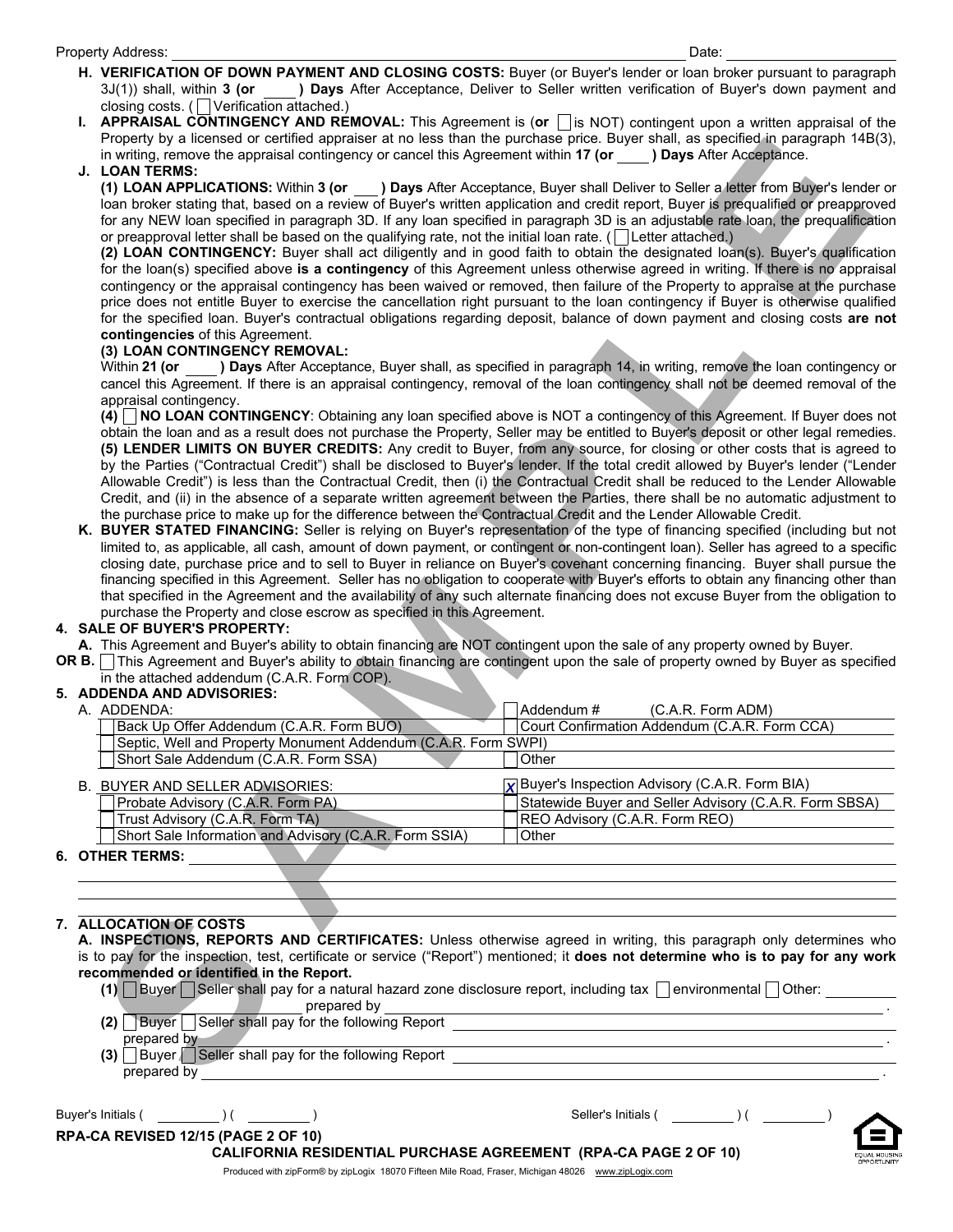Property Address: ____________________________________________ Date: ____________

**H. VERIFICATION OF DOWN PAYMENT AND CLOSING COSTS:** Buyer (or Buyer's lender or loan broker pursuant to paragraph 3J(1)) shall, within **3 (or ____ ) Days** After Acceptance, Deliver to Seller written verification of Buyer's down payment and closing costs. ( ☐ Verification attached.)

**I. APPRAISAL CONTINGENCY AND REMOVAL:** This Agreement is (**or** ☐ is NOT) contingent upon a written appraisal of the Property by a licensed or certified appraiser at no less than the purchase price. Buyer shall, as specified in paragraph 14B(3), in writing, remove the appraisal contingency or cancel this Agreement within **17 (or ____ ) Days** After Acceptance.

**J. LOAN TERMS:**

**(1) LOAN APPLICATIONS:** Within **3 (or ____ ) Days** After Acceptance, Buyer shall Deliver to Seller a letter from Buyer's lender or loan broker stating that, based on a review of Buyer's written application and credit report, Buyer is prequalified or preapproved for any NEW loan specified in paragraph 3D. If any loan specified in paragraph 3D is an adjustable rate loan, the prequalification or preapproval letter shall be based on the qualifying rate, not the initial loan rate. ( ☐ Letter attached.)

**(2) LOAN CONTINGENCY:** Buyer shall act diligently and in good faith to obtain the designated loan(s). Buyer's qualification for the loan(s) specified above **is a contingency** of this Agreement unless otherwise agreed in writing. If there is no appraisal contingency or the appraisal contingency has been waived or removed, then failure of the Property to appraise at the purchase price does not entitle Buyer to exercise the cancellation right pursuant to the loan contingency if Buyer is otherwise qualified for the specified loan. Buyer's contractual obligations regarding deposit, balance of down payment and closing costs **are not contingencies** of this Agreement.

**(3) LOAN CONTINGENCY REMOVAL:**
Within **21 (or ____ ) Days** After Acceptance, Buyer shall, as specified in paragraph 14, in writing, remove the loan contingency or cancel this Agreement. If there is an appraisal contingency, removal of the loan contingency shall not be deemed removal of the appraisal contingency.

**(4)** ☐ **NO LOAN CONTINGENCY**: Obtaining any loan specified above is NOT a contingency of this Agreement. If Buyer does not obtain the loan and as a result does not purchase the Property, Seller may be entitled to Buyer's deposit or other legal remedies.

**(5) LENDER LIMITS ON BUYER CREDITS:** Any credit to Buyer, from any source, for closing or other costs that is agreed to by the Parties ("Contractual Credit") shall be disclosed to Buyer's lender. If the total credit allowed by Buyer's lender ("Lender Allowable Credit") is less than the Contractual Credit, then (i) the Contractual Credit shall be reduced to the Lender Allowable Credit, and (ii) in the absence of a separate written agreement between the Parties, there shall be no automatic adjustment to the purchase price to make up for the difference between the Contractual Credit and the Lender Allowable Credit.

**K. BUYER STATED FINANCING:** Seller is relying on Buyer's representation of the type of financing specified (including but not limited to, as applicable, all cash, amount of down payment, or contingent or non-contingent loan). Seller has agreed to a specific closing date, purchase price and to sell to Buyer in reliance on Buyer's covenant concerning financing. Buyer shall pursue the financing specified in this Agreement. Seller has no obligation to cooperate with Buyer's efforts to obtain any financing other than that specified in the Agreement and the availability of any such alternate financing does not excuse Buyer from the obligation to purchase the Property and close escrow as specified in this Agreement.

**4. SALE OF BUYER'S PROPERTY:**

A. This Agreement and Buyer's ability to obtain financing are NOT contingent upon the sale of any property owned by Buyer.

**OR B.** ☐ This Agreement and Buyer's ability to obtain financing are contingent upon the sale of property owned by Buyer as specified in the attached addendum (C.A.R. Form COP).

**5. ADDENDA AND ADVISORIES:**

A. ADDENDA:

| | |
|---|---|
| | ☐ Addendum # (C.A.R. Form ADM) |
| ☐ Back Up Offer Addendum (C.A.R. Form BUO) | ☐ Court Confirmation Addendum (C.A.R. Form CCA) |
| ☐ Septic, Well and Property Monument Addendum (C.A.R. Form SWPI) | |
| ☐ Short Sale Addendum (C.A.R. Form SSA) | ☐ Other |

B. BUYER AND SELLER ADVISORIES:

| | |
|---|---|
| | ☒ Buyer's Inspection Advisory (C.A.R. Form BIA) |
| ☐ Probate Advisory (C.A.R. Form PA) | ☐ Statewide Buyer and Seller Advisory (C.A.R. Form SBSA) |
| ☐ Trust Advisory (C.A.R. Form TA) | ☐ REO Advisory (C.A.R. Form REO) |
| ☐ Short Sale Information and Advisory (C.A.R. Form SSIA) | ☐ Other |

**6. OTHER TERMS:** ____________________________________________

**7. ALLOCATION OF COSTS**

**A. INSPECTIONS, REPORTS AND CERTIFICATES:** Unless otherwise agreed in writing, this paragraph only determines who is to pay for the inspection, test, certificate or service ("Report") mentioned; it **does not determine who is to pay for any work recommended or identified in the Report.**

**(1)** ☐ Buyer ☐ Seller shall pay for a natural hazard zone disclosure report, including tax ☐ environmental ☐ Other: ____________ prepared by ____________________________.

**(2)** ☐ Buyer ☐ Seller shall pay for the following Report ____________________________ prepared by ____________________________.

**(3)** ☐ Buyer ☐ Seller shall pay for the following Report ____________________________ prepared by ____________________________.

Buyer's Initials ( ________ ) ( ________ ) Seller's Initials ( ________ ) ( ________ )

RPA-CA REVISED 12/15 (PAGE 2 OF 10)

**CALIFORNIA RESIDENTIAL PURCHASE AGREEMENT (RPA-CA PAGE 2 OF 10)**

Produced with zipForm® by zipLogix 18070 Fifteen Mile Road, Fraser, Michigan 48026 www.zipLogix.com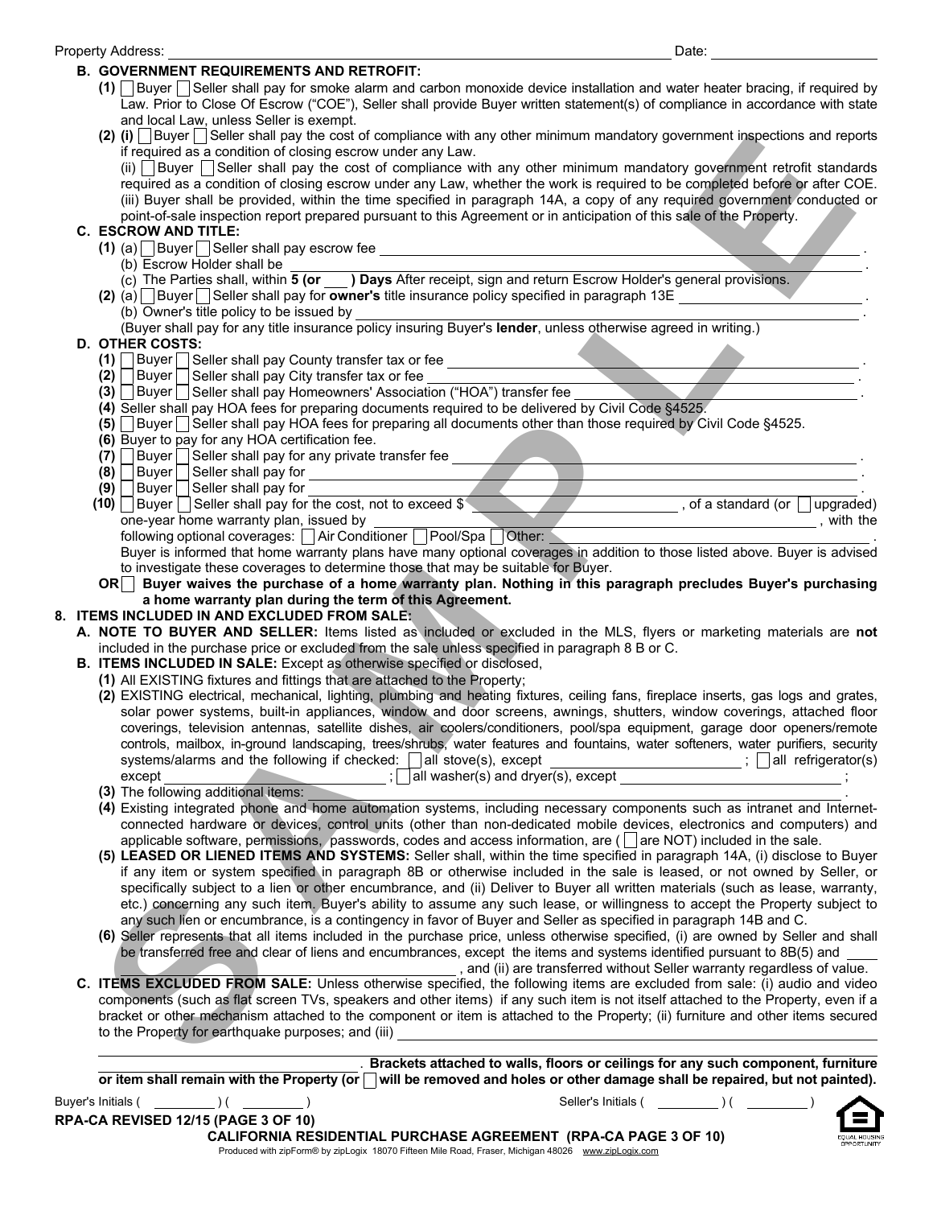Property Address: ______________________________ Date: ______________

**B. GOVERNMENT REQUIREMENTS AND RETROFIT:**

**(1)** ☐ Buyer ☐ Seller shall pay for smoke alarm and carbon monoxide device installation and water heater bracing, if required by Law. Prior to Close Of Escrow ("COE"), Seller shall provide Buyer written statement(s) of compliance in accordance with state and local Law, unless Seller is exempt.

**(2) (i)** ☐ Buyer ☐ Seller shall pay the cost of compliance with any other minimum mandatory government inspections and reports if required as a condition of closing escrow under any Law.

(ii) ☐ Buyer ☐ Seller shall pay the cost of compliance with any other minimum mandatory government retrofit standards required as a condition of closing escrow under any Law, whether the work is required to be completed before or after COE.

(iii) Buyer shall be provided, within the time specified in paragraph 14A, a copy of any required government conducted or point-of-sale inspection report prepared pursuant to this Agreement or in anticipation of this sale of the Property.

**C. ESCROW AND TITLE:**

**(1)** (a) ☐ Buyer ☐ Seller shall pay escrow fee ______________________________.

(b) Escrow Holder shall be ______________________________.

(c) The Parties shall, within **5 (or ___ ) Days** After receipt, sign and return Escrow Holder's general provisions.

**(2)** (a) ☐ Buyer ☐ Seller shall pay for **owner's** title insurance policy specified in paragraph 13E ______________.

(b) Owner's title policy to be issued by ______________________________.

(Buyer shall pay for any title insurance policy insuring Buyer's **lender**, unless otherwise agreed in writing.)

**D. OTHER COSTS:**

**(1)** ☐ Buyer ☐ Seller shall pay County transfer tax or fee ______________________________.

**(2)** ☐ Buyer ☐ Seller shall pay City transfer tax or fee ______________________________.

**(3)** ☐ Buyer ☐ Seller shall pay Homeowners' Association ("HOA") transfer fee ______________________________.

**(4)** Seller shall pay HOA fees for preparing documents required to be delivered by Civil Code §4525.

**(5)** ☐ Buyer ☐ Seller shall pay HOA fees for preparing all documents other than those required by Civil Code §4525.

**(6)** Buyer to pay for any HOA certification fee.

**(7)** ☐ Buyer ☐ Seller shall pay for any private transfer fee ______________________________.

**(8)** ☐ Buyer ☐ Seller shall pay for ______________________________.

**(9)** ☐ Buyer ☐ Seller shall pay for ______________________________.

**(10)** ☐ Buyer ☐ Seller shall pay for the cost, not to exceed $ ______________, of a standard (or ☐ upgraded) one-year home warranty plan, issued by ______________________________, with the following optional coverages: ☐ Air Conditioner ☐ Pool/Spa ☐ Other: ______________________________.

Buyer is informed that home warranty plans have many optional coverages in addition to those listed above. Buyer is advised to investigate these coverages to determine those that may be suitable for Buyer.

**OR** ☐ **Buyer waives the purchase of a home warranty plan. Nothing in this paragraph precludes Buyer's purchasing a home warranty plan during the term of this Agreement.**

**8. ITEMS INCLUDED IN AND EXCLUDED FROM SALE:**

**A. NOTE TO BUYER AND SELLER:** Items listed as included or excluded in the MLS, flyers or marketing materials are **not** included in the purchase price or excluded from the sale unless specified in paragraph 8 B or C.

**B. ITEMS INCLUDED IN SALE:** Except as otherwise specified or disclosed,

**(1)** All EXISTING fixtures and fittings that are attached to the Property;

**(2)** EXISTING electrical, mechanical, lighting, plumbing and heating fixtures, ceiling fans, fireplace inserts, gas logs and grates, solar power systems, built-in appliances, window and door screens, awnings, shutters, window coverings, attached floor coverings, television antennas, satellite dishes, air coolers/conditioners, pool/spa equipment, garage door openers/remote controls, mailbox, in-ground landscaping, trees/shrubs, water features and fountains, water softeners, water purifiers, security systems/alarms and the following if checked: ☐ all stove(s), except ______________; ☐ all refrigerator(s) except ______________; ☐ all washer(s) and dryer(s), except ______________;

**(3)** The following additional items: ______________________________.

**(4)** Existing integrated phone and home automation systems, including necessary components such as intranet and Internet-connected hardware or devices, control units (other than non-dedicated mobile devices, electronics and computers) and applicable software, permissions, passwords, codes and access information, are ( ☐ are NOT) included in the sale.

**(5) LEASED OR LIENED ITEMS AND SYSTEMS:** Seller shall, within the time specified in paragraph 14A, (i) disclose to Buyer if any item or system specified in paragraph 8B or otherwise included in the sale is leased, or not owned by Seller, or specifically subject to a lien or other encumbrance, and (ii) Deliver to Buyer all written materials (such as lease, warranty, etc.) concerning any such item. Buyer's ability to assume any such lease, or willingness to accept the Property subject to any such lien or encumbrance, is a contingency in favor of Buyer and Seller as specified in paragraph 14B and C.

**(6)** Seller represents that all items included in the purchase price, unless otherwise specified, (i) are owned by Seller and shall be transferred free and clear of liens and encumbrances, except the items and systems identified pursuant to 8B(5) and ______________, and (ii) are transferred without Seller warranty regardless of value.

**C. ITEMS EXCLUDED FROM SALE:** Unless otherwise specified, the following items are excluded from sale: (i) audio and video components (such as flat screen TVs, speakers and other items) if any such item is not itself attached to the Property, even if a bracket or other mechanism attached to the component or item is attached to the Property; (ii) furniture and other items secured to the Property for earthquake purposes; and (iii) ______________________________

______________________________. **Brackets attached to walls, floors or ceilings for any such component, furniture or item shall remain with the Property (or ☐ will be removed and holes or other damage shall be repaired, but not painted).**

Buyer's Initials ( ________ ) ( ________ ) Seller's Initials ( ________ ) ( ________ )

**RPA-CA REVISED 12/15 (PAGE 3 OF 10)**

**CALIFORNIA RESIDENTIAL PURCHASE AGREEMENT (RPA-CA PAGE 3 OF 10)**

Produced with zipForm® by zipLogix 18070 Fifteen Mile Road, Fraser, Michigan 48026 www.zipLogix.com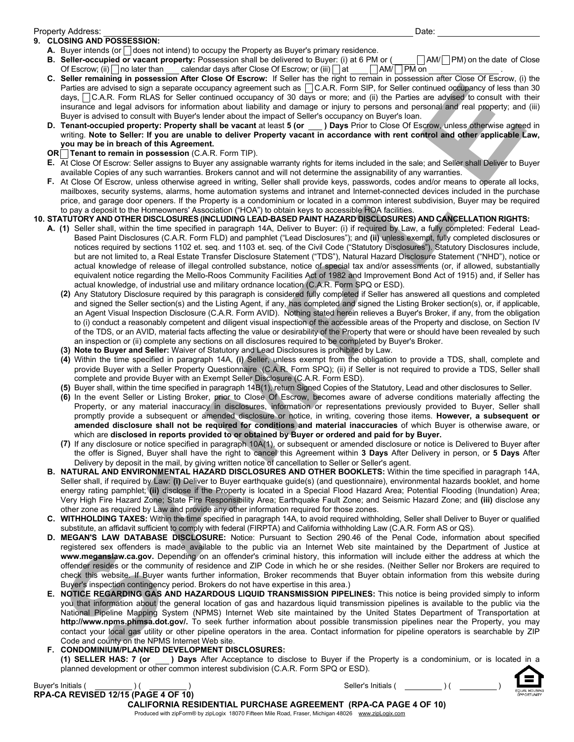Property Address: _______________________________________________ Date: ____________________

**9. CLOSING AND POSSESSION:**

**A.** Buyer intends (or ☐ does not intend) to occupy the Property as Buyer's primary residence.

**B. Seller-occupied or vacant property:** Possession shall be delivered to Buyer: (i) at 6 PM or (_____ ☐ AM/ ☐ PM) on the date of Close Of Escrow; (ii) ☐ no later than ___ calendar days after Close Of Escrow; or (iii) ☐ at ____ ☐ AM/ ☐ PM on ______________ .

**C. Seller remaining in possession After Close Of Escrow:** If Seller has the right to remain in possession after Close Of Escrow, (i) the Parties are advised to sign a separate occupancy agreement such as ☐ C.A.R. Form SIP, for Seller continued occupancy of less than 30 days, ☐ C.A.R. Form RLAS for Seller continued occupancy of 30 days or more; and (ii) the Parties are advised to consult with their insurance and legal advisors for information about liability and damage or injury to persons and personal and real property; and (iii) Buyer is advised to consult with Buyer's lender about the impact of Seller's occupancy on Buyer's loan.

**D. Tenant-occupied property: Property shall be vacant** at least **5 (or ___ ) Days** Prior to Close Of Escrow, unless otherwise agreed in writing. **Note to Seller: If you are unable to deliver Property vacant in accordance with rent control and other applicable Law, you may be in breach of this Agreement.**

**OR** ☐ **Tenant to remain in possession** (C.A.R. Form TIP).

**E.** At Close Of Escrow: Seller assigns to Buyer any assignable warranty rights for items included in the sale; and Seller shall Deliver to Buyer available Copies of any such warranties. Brokers cannot and will not determine the assignability of any warranties.

**F.** At Close Of Escrow, unless otherwise agreed in writing, Seller shall provide keys, passwords, codes and/or means to operate all locks, mailboxes, security systems, alarms, home automation systems and intranet and Internet-connected devices included in the purchase price, and garage door openers. If the Property is a condominium or located in a common interest subdivision, Buyer may be required to pay a deposit to the Homeowners' Association ("HOA") to obtain keys to accessible HOA facilities.

**10. STATUTORY AND OTHER DISCLOSURES (INCLUDING LEAD-BASED PAINT HAZARD DISCLOSURES) AND CANCELLATION RIGHTS:**

**A. (1)** Seller shall, within the time specified in paragraph 14A, Deliver to Buyer: (i) if required by Law, a fully completed: Federal Lead-Based Paint Disclosures (C.A.R. Form FLD) and pamphlet ("Lead Disclosures"); and **(ii)** unless exempt, fully completed disclosures or notices required by sections 1102 et. seq. and 1103 et. seq. of the Civil Code ("Statutory Disclosures"). Statutory Disclosures include, but are not limited to, a Real Estate Transfer Disclosure Statement ("TDS"), Natural Hazard Disclosure Statement ("NHD"), notice or actual knowledge of release of illegal controlled substance, notice of special tax and/or assessments (or, if allowed, substantially equivalent notice regarding the Mello-Roos Community Facilities Act of 1982 and Improvement Bond Act of 1915) and, if Seller has actual knowledge, of industrial use and military ordnance location (C.A.R. Form SPQ or ESD).

**(2)** Any Statutory Disclosure required by this paragraph is considered fully completed if Seller has answered all questions and completed and signed the Seller section(s) and the Listing Agent, if any, has completed and signed the Listing Broker section(s), or, if applicable, an Agent Visual Inspection Disclosure (C.A.R. Form AVID). Nothing stated herein relieves a Buyer's Broker, if any, from the obligation to (i) conduct a reasonably competent and diligent visual inspection of the accessible areas of the Property and disclose, on Section IV of the TDS, or an AVID, material facts affecting the value or desirability of the Property that were or should have been revealed by such an inspection or (ii) complete any sections on all disclosures required to be completed by Buyer's Broker.

**(3) Note to Buyer and Seller:** Waiver of Statutory and Lead Disclosures is prohibited by Law.

**(4)** Within the time specified in paragraph 14A, **(i)** Seller, unless exempt from the obligation to provide a TDS, shall, complete and provide Buyer with a Seller Property Questionnaire (C.A.R. Form SPQ); (ii) if Seller is not required to provide a TDS, Seller shall complete and provide Buyer with an Exempt Seller Disclosure (C.A.R. Form ESD).

**(5)** Buyer shall, within the time specified in paragraph 14B(1), return Signed Copies of the Statutory, Lead and other disclosures to Seller.

**(6)** In the event Seller or Listing Broker, prior to Close Of Escrow, becomes aware of adverse conditions materially affecting the Property, or any material inaccuracy in disclosures, information or representations previously provided to Buyer, Seller shall promptly provide a subsequent or amended disclosure or notice, in writing, covering those items. **However, a subsequent or amended disclosure shall not be required for conditions and material inaccuracies** of which Buyer is otherwise aware, or which are **disclosed in reports provided to or obtained by Buyer or ordered and paid for by Buyer.**

**(7)** If any disclosure or notice specified in paragraph 10A(1), or subsequent or amended disclosure or notice is Delivered to Buyer after the offer is Signed, Buyer shall have the right to cancel this Agreement within **3 Days** After Delivery in person, or **5 Days** After Delivery by deposit in the mail, by giving written notice of cancellation to Seller or Seller's agent.

**B. NATURAL AND ENVIRONMENTAL HAZARD DISCLOSURES AND OTHER BOOKLETS:** Within the time specified in paragraph 14A, Seller shall, if required by Law: **(i)** Deliver to Buyer earthquake guide(s) (and questionnaire), environmental hazards booklet, and home energy rating pamphlet; **(ii)** disclose if the Property is located in a Special Flood Hazard Area; Potential Flooding (Inundation) Area; Very High Fire Hazard Zone; State Fire Responsibility Area; Earthquake Fault Zone; and Seismic Hazard Zone; and **(iii)** disclose any other zone as required by Law and provide any other information required for those zones.

**C. WITHHOLDING TAXES:** Within the time specified in paragraph 14A, to avoid required withholding, Seller shall Deliver to Buyer or qualified substitute, an affidavit sufficient to comply with federal (FIRPTA) and California withholding Law (C.A.R. Form AS or QS).

**D. MEGAN'S LAW DATABASE DISCLOSURE:** Notice: Pursuant to Section 290.46 of the Penal Code, information about specified registered sex offenders is made available to the public via an Internet Web site maintained by the Department of Justice at **www.meganslaw.ca.gov.** Depending on an offender's criminal history, this information will include either the address at which the offender resides or the community of residence and ZIP Code in which he or she resides. (Neither Seller nor Brokers are required to check this website. If Buyer wants further information, Broker recommends that Buyer obtain information from this website during Buyer's inspection contingency period. Brokers do not have expertise in this area.)

**E. NOTICE REGARDING GAS AND HAZARDOUS LIQUID TRANSMISSION PIPELINES:** This notice is being provided simply to inform you that information about the general location of gas and hazardous liquid transmission pipelines is available to the public via the National Pipeline Mapping System (NPMS) Internet Web site maintained by the United States Department of Transportation at **http://www.npms.phmsa.dot.gov/.** To seek further information about possible transmission pipelines near the Property, you may contact your local gas utility or other pipeline operators in the area. Contact information for pipeline operators is searchable by ZIP Code and county on the NPMS Internet Web site.

**F. CONDOMINIUM/PLANNED DEVELOPMENT DISCLOSURES:**

**(1) SELLER HAS: 7 (or ___ ) Days** After Acceptance to disclose to Buyer if the Property is a condominium, or is located in a planned development or other common interest subdivision (C.A.R. Form SPQ or ESD).

Buyer's Initials ( _________ ) ( _________ ) Seller's Initials ( _________ ) ( _________ )

**RPA-CA REVISED 12/15 (PAGE 4 OF 10)**

**CALIFORNIA RESIDENTIAL PURCHASE AGREEMENT (RPA-CA PAGE 4 OF 10)**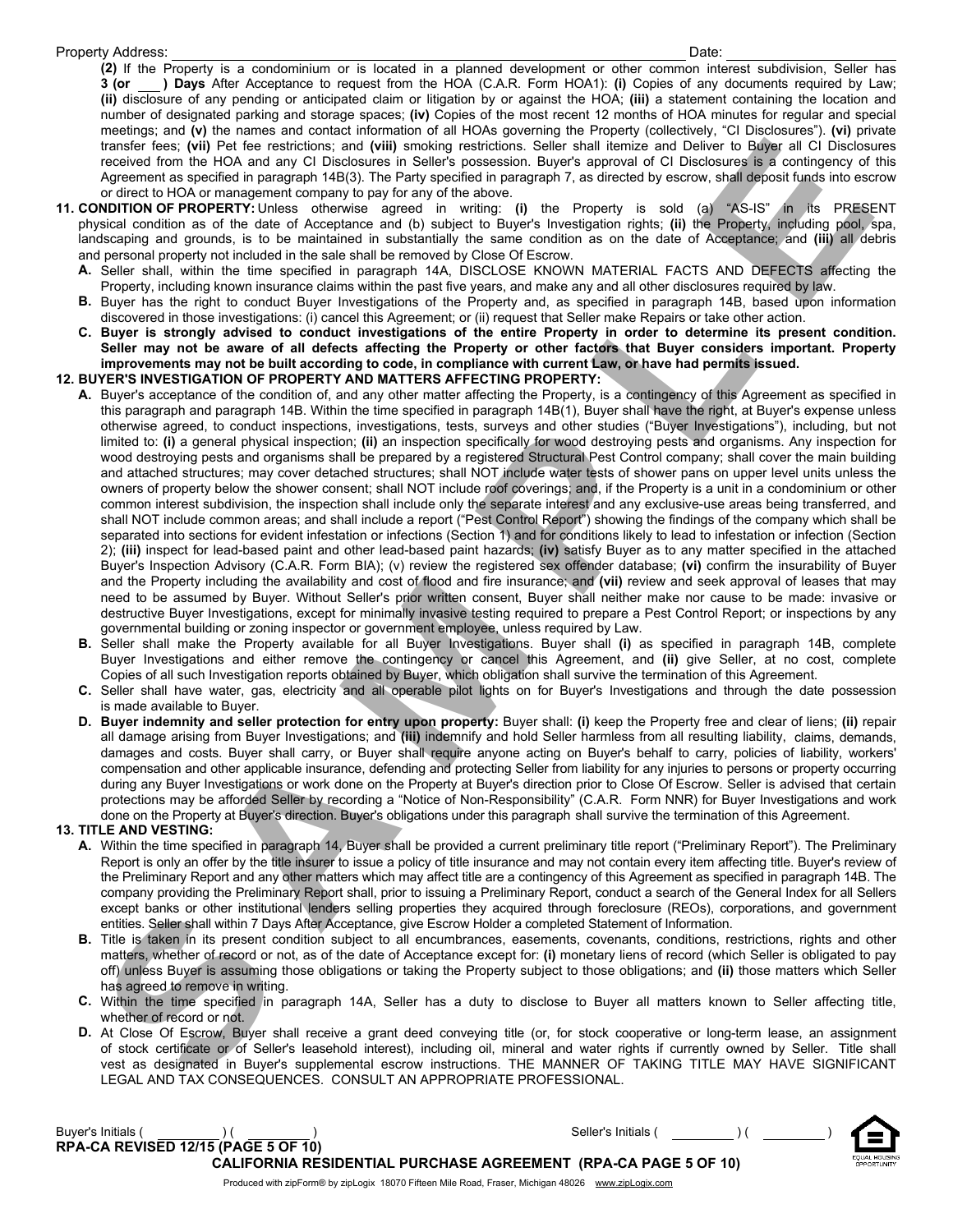Property Address: _______________ Date: _______________

**(2)** If the Property is a condominium or is located in a planned development or other common interest subdivision, Seller has **3 (or \_\_\_ ) Days** After Acceptance to request from the HOA (C.A.R. Form HOA1): **(i)** Copies of any documents required by Law; **(ii)** disclosure of any pending or anticipated claim or litigation by or against the HOA; **(iii)** a statement containing the location and number of designated parking and storage spaces; **(iv)** Copies of the most recent 12 months of HOA minutes for regular and special meetings; and **(v)** the names and contact information of all HOAs governing the Property (collectively, "CI Disclosures"). **(vi)** private transfer fees; **(vii)** Pet fee restrictions; and **(viii)** smoking restrictions. Seller shall itemize and Deliver to Buyer all CI Disclosures received from the HOA and any CI Disclosures in Seller's possession. Buyer's approval of CI Disclosures is a contingency of this Agreement as specified in paragraph 14B(3). The Party specified in paragraph 7, as directed by escrow, shall deposit funds into escrow or direct to HOA or management company to pay for any of the above.

**11. CONDITION OF PROPERTY:** Unless otherwise agreed in writing: **(i)** the Property is sold (a) "AS-IS" in its PRESENT physical condition as of the date of Acceptance and (b) subject to Buyer's Investigation rights; **(ii)** the Property, including pool, spa, landscaping and grounds, is to be maintained in substantially the same condition as on the date of Acceptance; and **(iii)** all debris and personal property not included in the sale shall be removed by Close Of Escrow.

**A.** Seller shall, within the time specified in paragraph 14A, DISCLOSE KNOWN MATERIAL FACTS AND DEFECTS affecting the Property, including known insurance claims within the past five years, and make any and all other disclosures required by law.

**B.** Buyer has the right to conduct Buyer Investigations of the Property and, as specified in paragraph 14B, based upon information discovered in those investigations: (i) cancel this Agreement; or (ii) request that Seller make Repairs or take other action.

**C. Buyer is strongly advised to conduct investigations of the entire Property in order to determine its present condition. Seller may not be aware of all defects affecting the Property or other factors that Buyer considers important. Property improvements may not be built according to code, in compliance with current Law, or have had permits issued.**

**12. BUYER'S INVESTIGATION OF PROPERTY AND MATTERS AFFECTING PROPERTY:**

**A.** Buyer's acceptance of the condition of, and any other matter affecting the Property, is a contingency of this Agreement as specified in this paragraph and paragraph 14B. Within the time specified in paragraph 14B(1), Buyer shall have the right, at Buyer's expense unless otherwise agreed, to conduct inspections, investigations, tests, surveys and other studies ("Buyer Investigations"), including, but not limited to: **(i)** a general physical inspection; **(ii)** an inspection specifically for wood destroying pests and organisms. Any inspection for wood destroying pests and organisms shall be prepared by a registered Structural Pest Control company; shall cover the main building and attached structures; may cover detached structures; shall NOT include water tests of shower pans on upper level units unless the owners of property below the shower consent; shall NOT include roof coverings; and, if the Property is a unit in a condominium or other common interest subdivision, the inspection shall include only the separate interest and any exclusive-use areas being transferred, and shall NOT include common areas; and shall include a report ("Pest Control Report") showing the findings of the company which shall be separated into sections for evident infestation or infections (Section 1) and for conditions likely to lead to infestation or infection (Section 2); **(iii)** inspect for lead-based paint and other lead-based paint hazards; **(iv)** satisfy Buyer as to any matter specified in the attached Buyer's Inspection Advisory (C.A.R. Form BIA); (v) review the registered sex offender database; **(vi)** confirm the insurability of Buyer and the Property including the availability and cost of flood and fire insurance; and **(vii)** review and seek approval of leases that may need to be assumed by Buyer. Without Seller's prior written consent, Buyer shall neither make nor cause to be made: invasive or destructive Buyer Investigations, except for minimally invasive testing required to prepare a Pest Control Report; or inspections by any governmental building or zoning inspector or government employee, unless required by Law.

**B.** Seller shall make the Property available for all Buyer Investigations. Buyer shall **(i)** as specified in paragraph 14B, complete Buyer Investigations and either remove the contingency or cancel this Agreement, and **(ii)** give Seller, at no cost, complete Copies of all such Investigation reports obtained by Buyer, which obligation shall survive the termination of this Agreement.

**C.** Seller shall have water, gas, electricity and all operable pilot lights on for Buyer's Investigations and through the date possession is made available to Buyer.

**D. Buyer indemnity and seller protection for entry upon property:** Buyer shall: **(i)** keep the Property free and clear of liens; **(ii)** repair all damage arising from Buyer Investigations; and **(iii)** indemnify and hold Seller harmless from all resulting liability, claims, demands, damages and costs. Buyer shall carry, or Buyer shall require anyone acting on Buyer's behalf to carry, policies of liability, workers' compensation and other applicable insurance, defending and protecting Seller from liability for any injuries to persons or property occurring during any Buyer Investigations or work done on the Property at Buyer's direction prior to Close Of Escrow. Seller is advised that certain protections may be afforded Seller by recording a "Notice of Non-Responsibility" (C.A.R. Form NNR) for Buyer Investigations and work done on the Property at Buyer's direction. Buyer's obligations under this paragraph shall survive the termination of this Agreement.

**13. TITLE AND VESTING:**

**A.** Within the time specified in paragraph 14, Buyer shall be provided a current preliminary title report ("Preliminary Report"). The Preliminary Report is only an offer by the title insurer to issue a policy of title insurance and may not contain every item affecting title. Buyer's review of the Preliminary Report and any other matters which may affect title are a contingency of this Agreement as specified in paragraph 14B. The company providing the Preliminary Report shall, prior to issuing a Preliminary Report, conduct a search of the General Index for all Sellers except banks or other institutional lenders selling properties they acquired through foreclosure (REOs), corporations, and government entities. Seller shall within 7 Days After Acceptance, give Escrow Holder a completed Statement of Information.

**B.** Title is taken in its present condition subject to all encumbrances, easements, covenants, conditions, restrictions, rights and other matters, whether of record or not, as of the date of Acceptance except for: **(i)** monetary liens of record (which Seller is obligated to pay off) unless Buyer is assuming those obligations or taking the Property subject to those obligations; and **(ii)** those matters which Seller has agreed to remove in writing.

**C.** Within the time specified in paragraph 14A, Seller has a duty to disclose to Buyer all matters known to Seller affecting title, whether of record or not.

**D.** At Close Of Escrow, Buyer shall receive a grant deed conveying title (or, for stock cooperative or long-term lease, an assignment of stock certificate or of Seller's leasehold interest), including oil, mineral and water rights if currently owned by Seller. Title shall vest as designated in Buyer's supplemental escrow instructions. THE MANNER OF TAKING TITLE MAY HAVE SIGNIFICANT LEGAL AND TAX CONSEQUENCES. CONSULT AN APPROPRIATE PROFESSIONAL.

Buyer's Initials ( \_\_\_\_\_\_\_\_ ) ( \_\_\_\_\_\_\_\_ ) Seller's Initials ( \_\_\_\_\_\_\_\_ ) ( \_\_\_\_\_\_\_\_ )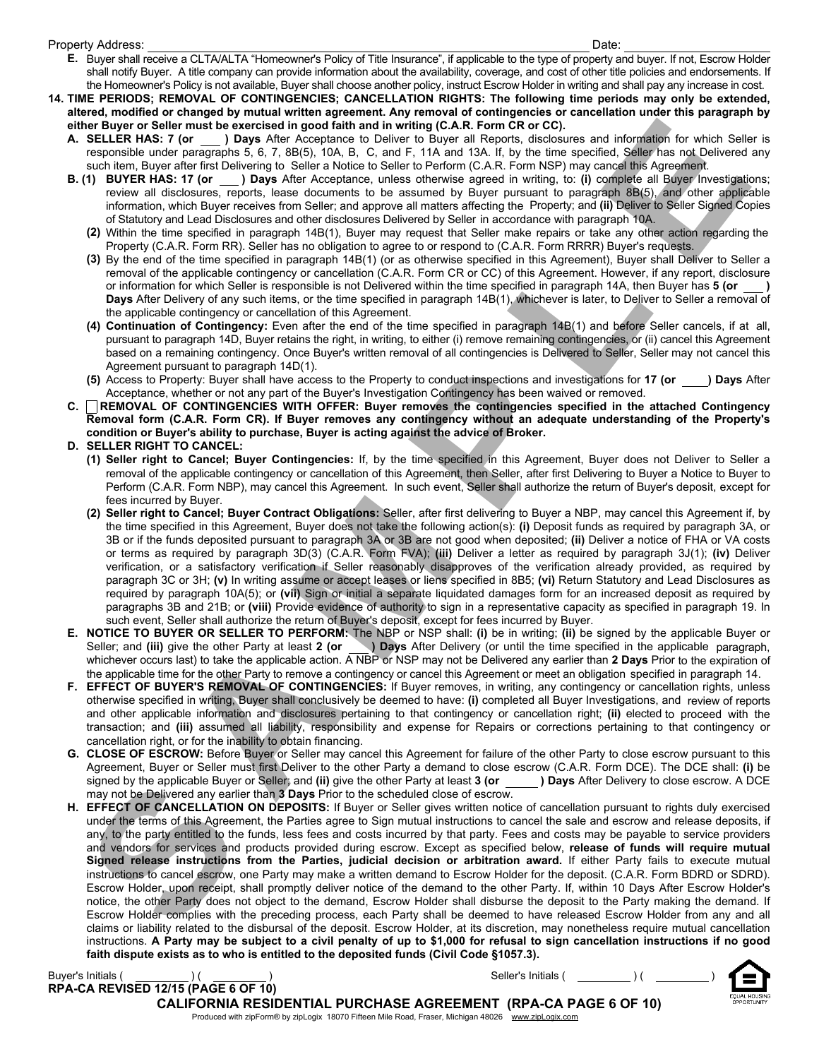Property Address: ________________________________________ Date: ____________

**E.** Buyer shall receive a CLTA/ALTA "Homeowner's Policy of Title Insurance", if applicable to the type of property and buyer. If not, Escrow Holder shall notify Buyer. A title company can provide information about the availability, coverage, and cost of other title policies and endorsements. If the Homeowner's Policy is not available, Buyer shall choose another policy, instruct Escrow Holder in writing and shall pay any increase in cost.

**14. TIME PERIODS; REMOVAL OF CONTINGENCIES; CANCELLATION RIGHTS: The following time periods may only be extended, altered, modified or changed by mutual written agreement. Any removal of contingencies or cancellation under this paragraph by either Buyer or Seller must be exercised in good faith and in writing (C.A.R. Form CR or CC).**

**A. SELLER HAS: 7 (or ___ ) Days** After Acceptance to Deliver to Buyer all Reports, disclosures and information for which Seller is responsible under paragraphs 5, 6, 7, 8B(5), 10A, B, C, and F, 11A and 13A. If, by the time specified, Seller has not Delivered any such item, Buyer after first Delivering to Seller a Notice to Seller to Perform (C.A.R. Form NSP) may cancel this Agreement.

**B. (1) BUYER HAS: 17 (or ___ ) Days** After Acceptance, unless otherwise agreed in writing, to: **(i)** complete all Buyer Investigations; review all disclosures, reports, lease documents to be assumed by Buyer pursuant to paragraph 8B(5), and other applicable information, which Buyer receives from Seller; and approve all matters affecting the Property; and **(ii)** Deliver to Seller Signed Copies of Statutory and Lead Disclosures and other disclosures Delivered by Seller in accordance with paragraph 10A.

**(2)** Within the time specified in paragraph 14B(1), Buyer may request that Seller make repairs or take any other action regarding the Property (C.A.R. Form RR). Seller has no obligation to agree to or respond to (C.A.R. Form RRRR) Buyer's requests.

**(3)** By the end of the time specified in paragraph 14B(1) (or as otherwise specified in this Agreement), Buyer shall Deliver to Seller a removal of the applicable contingency or cancellation (C.A.R. Form CR or CC) of this Agreement. However, if any report, disclosure or information for which Seller is responsible is not Delivered within the time specified in paragraph 14A, then Buyer has **5 (or ___ ) Days** After Delivery of any such items, or the time specified in paragraph 14B(1), whichever is later, to Deliver to Seller a removal of the applicable contingency or cancellation of this Agreement.

**(4) Continuation of Contingency:** Even after the end of the time specified in paragraph 14B(1) and before Seller cancels, if at all, pursuant to paragraph 14D, Buyer retains the right, in writing, to either (i) remove remaining contingencies, or (ii) cancel this Agreement based on a remaining contingency. Once Buyer's written removal of all contingencies is Delivered to Seller, Seller may not cancel this Agreement pursuant to paragraph 14D(1).

**(5)** Access to Property: Buyer shall have access to the Property to conduct inspections and investigations for **17 (or ___ ) Days** After Acceptance, whether or not any part of the Buyer's Investigation Contingency has been waived or removed.

**C. ☐ REMOVAL OF CONTINGENCIES WITH OFFER: Buyer removes the contingencies specified in the attached Contingency Removal form (C.A.R. Form CR). If Buyer removes any contingency without an adequate understanding of the Property's condition or Buyer's ability to purchase, Buyer is acting against the advice of Broker.**

**D. SELLER RIGHT TO CANCEL:**

**(1) Seller right to Cancel; Buyer Contingencies:** If, by the time specified in this Agreement, Buyer does not Deliver to Seller a removal of the applicable contingency or cancellation of this Agreement, then Seller, after first Delivering to Buyer a Notice to Buyer to Perform (C.A.R. Form NBP), may cancel this Agreement. In such event, Seller shall authorize the return of Buyer's deposit, except for fees incurred by Buyer.

**(2) Seller right to Cancel; Buyer Contract Obligations:** Seller, after first delivering to Buyer a NBP, may cancel this Agreement if, by the time specified in this Agreement, Buyer does not take the following action(s): **(i)** Deposit funds as required by paragraph 3A, or 3B or if the funds deposited pursuant to paragraph 3A or 3B are not good when deposited; **(ii)** Deliver a notice of FHA or VA costs or terms as required by paragraph 3D(3) (C.A.R. Form FVA); **(iii)** Deliver a letter as required by paragraph 3J(1); **(iv)** Deliver verification, or a satisfactory verification if Seller reasonably disapproves of the verification already provided, as required by paragraph 3C or 3H; **(v)** In writing assume or accept leases or liens specified in 8B5; **(vi)** Return Statutory and Lead Disclosures as required by paragraph 10A(5); or **(vii)** Sign or initial a separate liquidated damages form for an increased deposit as required by paragraphs 3B and 21B; or **(viii)** Provide evidence of authority to sign in a representative capacity as specified in paragraph 19. In such event, Seller shall authorize the return of Buyer's deposit, except for fees incurred by Buyer.

**E. NOTICE TO BUYER OR SELLER TO PERFORM:** The NBP or NSP shall: **(i)** be in writing; **(ii)** be signed by the applicable Buyer or Seller; and **(iii)** give the other Party at least **2 (or ___ ) Days** After Delivery (or until the time specified in the applicable paragraph, whichever occurs last) to take the applicable action. A NBP or NSP may not be Delivered any earlier than **2 Days** Prior to the expiration of the applicable time for the other Party to remove a contingency or cancel this Agreement or meet an obligation specified in paragraph 14.

**F. EFFECT OF BUYER'S REMOVAL OF CONTINGENCIES:** If Buyer removes, in writing, any contingency or cancellation rights, unless otherwise specified in writing, Buyer shall conclusively be deemed to have: **(i)** completed all Buyer Investigations, and review of reports and other applicable information and disclosures pertaining to that contingency or cancellation right; **(ii)** elected to proceed with the transaction; and **(iii)** assumed all liability, responsibility and expense for Repairs or corrections pertaining to that contingency or cancellation right, or for the inability to obtain financing.

**G. CLOSE OF ESCROW:** Before Buyer or Seller may cancel this Agreement for failure of the other Party to close escrow pursuant to this Agreement, Buyer or Seller must first Deliver to the other Party a demand to close escrow (C.A.R. Form DCE). The DCE shall: **(i)** be signed by the applicable Buyer or Seller; and **(ii)** give the other Party at least **3 (or ___ ) Days** After Delivery to close escrow. A DCE may not be Delivered any earlier than **3 Days** Prior to the scheduled close of escrow.

**H. EFFECT OF CANCELLATION ON DEPOSITS:** If Buyer or Seller gives written notice of cancellation pursuant to rights duly exercised under the terms of this Agreement, the Parties agree to Sign mutual instructions to cancel the sale and escrow and release deposits, if any, to the party entitled to the funds, less fees and costs incurred by that party. Fees and costs may be payable to service providers and vendors for services and products provided during escrow. Except as specified below, **release of funds will require mutual Signed release instructions from the Parties, judicial decision or arbitration award.** If either Party fails to execute mutual instructions to cancel escrow, one Party may make a written demand to Escrow Holder for the deposit. (C.A.R. Form BDRD or SDRD). Escrow Holder, upon receipt, shall promptly deliver notice of the demand to the other Party. If, within 10 Days After Escrow Holder's notice, the other Party does not object to the demand, Escrow Holder shall disburse the deposit to the Party making the demand. If Escrow Holder complies with the preceding process, each Party shall be deemed to have released Escrow Holder from any and all claims or liability related to the disbursal of the deposit. Escrow Holder, at its discretion, may nonetheless require mutual cancellation instructions. **A Party may be subject to a civil penalty of up to $1,000 for refusal to sign cancellation instructions if no good faith dispute exists as to who is entitled to the deposited funds (Civil Code §1057.3).**

Buyer's Initials ( ________ ) ( ________ ) Seller's Initials ( ________ ) ( ________ )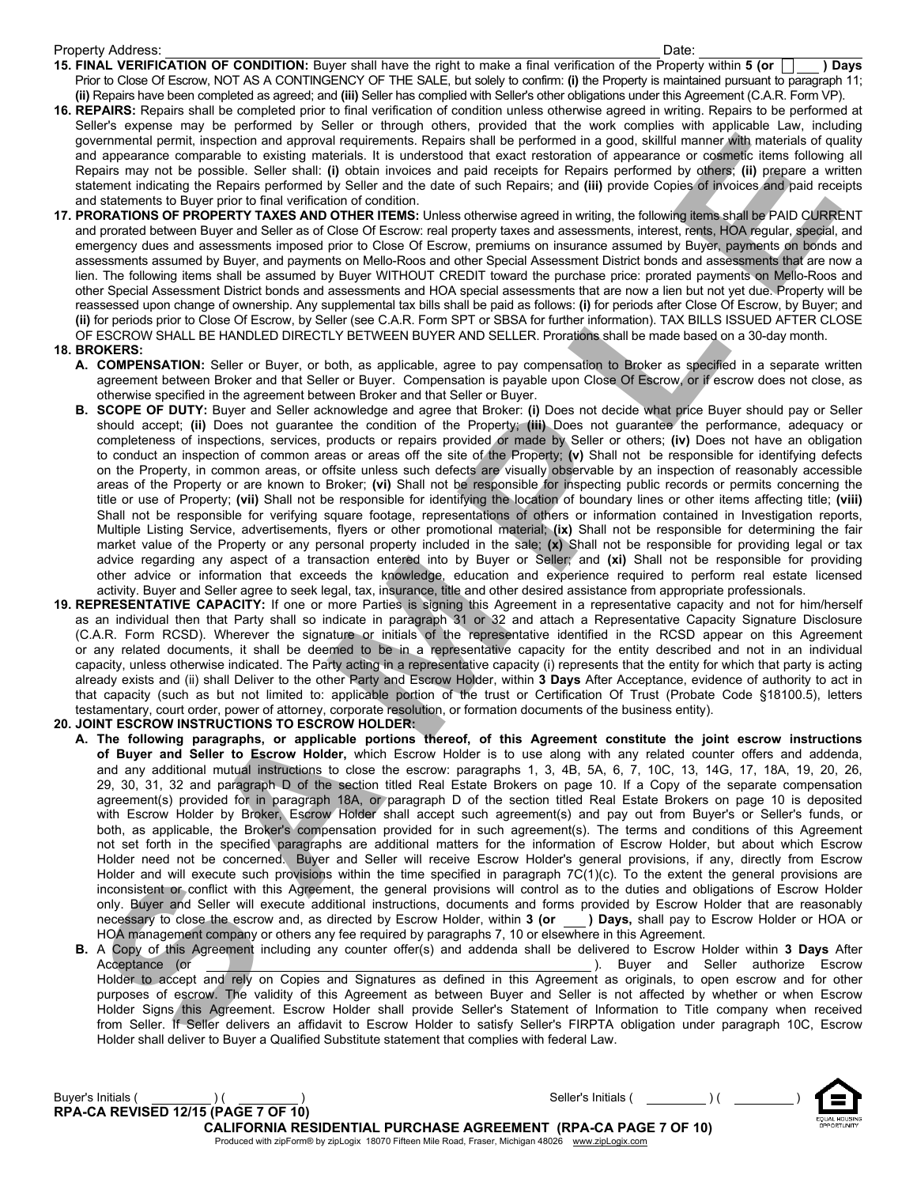Property Address: ________________________________________ Date: ____________

**15. FINAL VERIFICATION OF CONDITION:** Buyer shall have the right to make a final verification of the Property within **5 (or ☐ ___ ) Days** Prior to Close Of Escrow, NOT AS A CONTINGENCY OF THE SALE, but solely to confirm: **(i)** the Property is maintained pursuant to paragraph 11; **(ii)** Repairs have been completed as agreed; and **(iii)** Seller has complied with Seller's other obligations under this Agreement (C.A.R. Form VP).

**16. REPAIRS:** Repairs shall be completed prior to final verification of condition unless otherwise agreed in writing. Repairs to be performed at Seller's expense may be performed by Seller or through others, provided that the work complies with applicable Law, including governmental permit, inspection and approval requirements. Repairs shall be performed in a good, skillful manner with materials of quality and appearance comparable to existing materials. It is understood that exact restoration of appearance or cosmetic items following all Repairs may not be possible. Seller shall: **(i)** obtain invoices and paid receipts for Repairs performed by others; **(ii)** prepare a written statement indicating the Repairs performed by Seller and the date of such Repairs; and **(iii)** provide Copies of invoices and paid receipts and statements to Buyer prior to final verification of condition.

**17. PRORATIONS OF PROPERTY TAXES AND OTHER ITEMS:** Unless otherwise agreed in writing, the following items shall be PAID CURRENT and prorated between Buyer and Seller as of Close Of Escrow: real property taxes and assessments, interest, rents, HOA regular, special, and emergency dues and assessments imposed prior to Close Of Escrow, premiums on insurance assumed by Buyer, payments on bonds and assessments assumed by Buyer, and payments on Mello-Roos and other Special Assessment District bonds and assessments that are now a lien. The following items shall be assumed by Buyer WITHOUT CREDIT toward the purchase price: prorated payments on Mello-Roos and other Special Assessment District bonds and assessments and HOA special assessments that are now a lien but not yet due. Property will be reassessed upon change of ownership. Any supplemental tax bills shall be paid as follows: **(i)** for periods after Close Of Escrow, by Buyer; and **(ii)** for periods prior to Close Of Escrow, by Seller (see C.A.R. Form SPT or SBSA for further information). TAX BILLS ISSUED AFTER CLOSE OF ESCROW SHALL BE HANDLED DIRECTLY BETWEEN BUYER AND SELLER. Prorations shall be made based on a 30-day month.

**18. BROKERS:**

**A. COMPENSATION:** Seller or Buyer, or both, as applicable, agree to pay compensation to Broker as specified in a separate written agreement between Broker and that Seller or Buyer. Compensation is payable upon Close Of Escrow, or if escrow does not close, as otherwise specified in the agreement between Broker and that Seller or Buyer.

**B. SCOPE OF DUTY:** Buyer and Seller acknowledge and agree that Broker: **(i)** Does not decide what price Buyer should pay or Seller should accept; **(ii)** Does not guarantee the condition of the Property; **(iii)** Does not guarantee the performance, adequacy or completeness of inspections, services, products or repairs provided or made by Seller or others; **(iv)** Does not have an obligation to conduct an inspection of common areas or areas off the site of the Property; **(v)** Shall not be responsible for identifying defects on the Property, in common areas, or offsite unless such defects are visually observable by an inspection of reasonably accessible areas of the Property or are known to Broker; **(vi)** Shall not be responsible for inspecting public records or permits concerning the title or use of Property; **(vii)** Shall not be responsible for identifying the location of boundary lines or other items affecting title; **(viii)** Shall not be responsible for verifying square footage, representations of others or information contained in Investigation reports, Multiple Listing Service, advertisements, flyers or other promotional material; **(ix)** Shall not be responsible for determining the fair market value of the Property or any personal property included in the sale; **(x)** Shall not be responsible for providing legal or tax advice regarding any aspect of a transaction entered into by Buyer or Seller; and **(xi)** Shall not be responsible for providing other advice or information that exceeds the knowledge, education and experience required to perform real estate licensed activity. Buyer and Seller agree to seek legal, tax, insurance, title and other desired assistance from appropriate professionals.

**19. REPRESENTATIVE CAPACITY:** If one or more Parties is signing this Agreement in a representative capacity and not for him/herself as an individual then that Party shall so indicate in paragraph 31 or 32 and attach a Representative Capacity Signature Disclosure (C.A.R. Form RCSD). Wherever the signature or initials of the representative identified in the RCSD appear on this Agreement or any related documents, it shall be deemed to be in a representative capacity for the entity described and not in an individual capacity, unless otherwise indicated. The Party acting in a representative capacity (i) represents that the entity for which that party is acting already exists and (ii) shall Deliver to the other Party and Escrow Holder, within **3 Days** After Acceptance, evidence of authority to act in that capacity (such as but not limited to: applicable portion of the trust or Certification Of Trust (Probate Code §18100.5), letters testamentary, court order, power of attorney, corporate resolution, or formation documents of the business entity).

**20. JOINT ESCROW INSTRUCTIONS TO ESCROW HOLDER:**

**A. The following paragraphs, or applicable portions thereof, of this Agreement constitute the joint escrow instructions of Buyer and Seller to Escrow Holder,** which Escrow Holder is to use along with any related counter offers and addenda, and any additional mutual instructions to close the escrow: paragraphs 1, 3, 4B, 5A, 6, 7, 10C, 13, 14G, 17, 18A, 19, 20, 26, 29, 30, 31, 32 and paragraph D of the section titled Real Estate Brokers on page 10. If a Copy of the separate compensation agreement(s) provided for in paragraph 18A, or paragraph D of the section titled Real Estate Brokers on page 10 is deposited with Escrow Holder by Broker, Escrow Holder shall accept such agreement(s) and pay out from Buyer's or Seller's funds, or both, as applicable, the Broker's compensation provided for in such agreement(s). The terms and conditions of this Agreement not set forth in the specified paragraphs are additional matters for the information of Escrow Holder, but about which Escrow Holder need not be concerned. Buyer and Seller will receive Escrow Holder's general provisions, if any, directly from Escrow Holder and will execute such provisions within the time specified in paragraph 7C(1)(c). To the extent the general provisions are inconsistent or conflict with this Agreement, the general provisions will control as to the duties and obligations of Escrow Holder only. Buyer and Seller will execute additional instructions, documents and forms provided by Escrow Holder that are reasonably necessary to close the escrow and, as directed by Escrow Holder, within **3 (or ___ ) Days,** shall pay to Escrow Holder or HOA or HOA management company or others any fee required by paragraphs 7, 10 or elsewhere in this Agreement.

**B.** A Copy of this Agreement including any counter offer(s) and addenda shall be delivered to Escrow Holder within **3 Days** After Acceptance (or ________________________________________). Buyer and Seller authorize Escrow Holder to accept and rely on Copies and Signatures as defined in this Agreement as originals, to open escrow and for other purposes of escrow. The validity of this Agreement as between Buyer and Seller is not affected by whether or when Escrow Holder Signs this Agreement. Escrow Holder shall provide Seller's Statement of Information to Title company when received from Seller. If Seller delivers an affidavit to Escrow Holder to satisfy Seller's FIRPTA obligation under paragraph 10C, Escrow Holder shall deliver to Buyer a Qualified Substitute statement that complies with federal Law.

Buyer's Initials ( ________ ) ( ________ ) Seller's Initials ( ________ ) ( ________ )

**RPA-CA REVISED 12/15 (PAGE 7 OF 10)**

**CALIFORNIA RESIDENTIAL PURCHASE AGREEMENT (RPA-CA PAGE 7 OF 10)**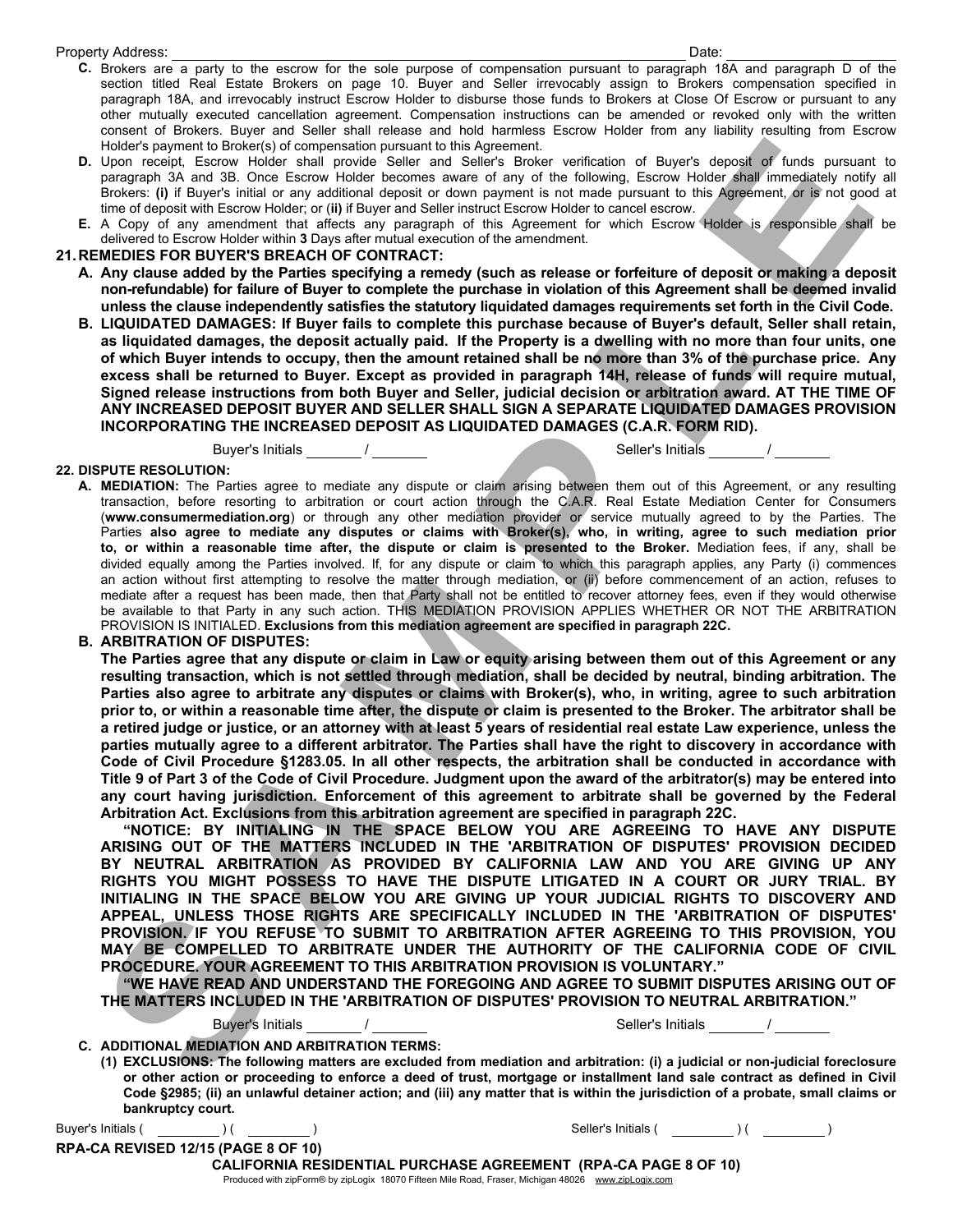Property Address: ______________________________ Date: __________

**C.** Brokers are a party to the escrow for the sole purpose of compensation pursuant to paragraph 18A and paragraph D of the section titled Real Estate Brokers on page 10. Buyer and Seller irrevocably assign to Brokers compensation specified in paragraph 18A, and irrevocably instruct Escrow Holder to disburse those funds to Brokers at Close Of Escrow or pursuant to any other mutually executed cancellation agreement. Compensation instructions can be amended or revoked only with the written consent of Brokers. Buyer and Seller shall release and hold harmless Escrow Holder from any liability resulting from Escrow Holder's payment to Broker(s) of compensation pursuant to this Agreement.

**D.** Upon receipt, Escrow Holder shall provide Seller and Seller's Broker verification of Buyer's deposit of funds pursuant to paragraph 3A and 3B. Once Escrow Holder becomes aware of any of the following, Escrow Holder shall immediately notify all Brokers: **(i)** if Buyer's initial or any additional deposit or down payment is not made pursuant to this Agreement, or is not good at time of deposit with Escrow Holder; or (**ii)** if Buyer and Seller instruct Escrow Holder to cancel escrow.

**E.** A Copy of any amendment that affects any paragraph of this Agreement for which Escrow Holder is responsible shall be delivered to Escrow Holder within **3** Days after mutual execution of the amendment.

## 21. REMEDIES FOR BUYER'S BREACH OF CONTRACT:

**A. Any clause added by the Parties specifying a remedy (such as release or forfeiture of deposit or making a deposit non-refundable) for failure of Buyer to complete the purchase in violation of this Agreement shall be deemed invalid unless the clause independently satisfies the statutory liquidated damages requirements set forth in the Civil Code.**

**B. LIQUIDATED DAMAGES: If Buyer fails to complete this purchase because of Buyer's default, Seller shall retain, as liquidated damages, the deposit actually paid. If the Property is a dwelling with no more than four units, one of which Buyer intends to occupy, then the amount retained shall be no more than 3% of the purchase price. Any excess shall be returned to Buyer. Except as provided in paragraph 14H, release of funds will require mutual, Signed release instructions from both Buyer and Seller, judicial decision or arbitration award. AT THE TIME OF ANY INCREASED DEPOSIT BUYER AND SELLER SHALL SIGN A SEPARATE LIQUIDATED DAMAGES PROVISION INCORPORATING THE INCREASED DEPOSIT AS LIQUIDATED DAMAGES (C.A.R. FORM RID).**

Buyer's Initials _______ / _______ Seller's Initials _______ / _______

## 22. DISPUTE RESOLUTION:

**A. MEDIATION:** The Parties agree to mediate any dispute or claim arising between them out of this Agreement, or any resulting transaction, before resorting to arbitration or court action through the C.A.R. Real Estate Mediation Center for Consumers (**www.consumermediation.org**) or through any other mediation provider or service mutually agreed to by the Parties. The Parties **also agree to mediate any disputes or claims with Broker(s), who, in writing, agree to such mediation prior to, or within a reasonable time after, the dispute or claim is presented to the Broker.** Mediation fees, if any, shall be divided equally among the Parties involved. If, for any dispute or claim to which this paragraph applies, any Party (i) commences an action without first attempting to resolve the matter through mediation, or (ii) before commencement of an action, refuses to mediate after a request has been made, then that Party shall not be entitled to recover attorney fees, even if they would otherwise be available to that Party in any such action. THIS MEDIATION PROVISION APPLIES WHETHER OR NOT THE ARBITRATION PROVISION IS INITIALED. **Exclusions from this mediation agreement are specified in paragraph 22C.**

**B. ARBITRATION OF DISPUTES:**

**The Parties agree that any dispute or claim in Law or equity arising between them out of this Agreement or any resulting transaction, which is not settled through mediation, shall be decided by neutral, binding arbitration. The Parties also agree to arbitrate any disputes or claims with Broker(s), who, in writing, agree to such arbitration prior to, or within a reasonable time after, the dispute or claim is presented to the Broker. The arbitrator shall be a retired judge or justice, or an attorney with at least 5 years of residential real estate Law experience, unless the parties mutually agree to a different arbitrator. The Parties shall have the right to discovery in accordance with Code of Civil Procedure §1283.05. In all other respects, the arbitration shall be conducted in accordance with Title 9 of Part 3 of the Code of Civil Procedure. Judgment upon the award of the arbitrator(s) may be entered into any court having jurisdiction. Enforcement of this agreement to arbitrate shall be governed by the Federal Arbitration Act. Exclusions from this arbitration agreement are specified in paragraph 22C.**

**"NOTICE: BY INITIALING IN THE SPACE BELOW YOU ARE AGREEING TO HAVE ANY DISPUTE ARISING OUT OF THE MATTERS INCLUDED IN THE 'ARBITRATION OF DISPUTES' PROVISION DECIDED BY NEUTRAL ARBITRATION AS PROVIDED BY CALIFORNIA LAW AND YOU ARE GIVING UP ANY RIGHTS YOU MIGHT POSSESS TO HAVE THE DISPUTE LITIGATED IN A COURT OR JURY TRIAL. BY INITIALING IN THE SPACE BELOW YOU ARE GIVING UP YOUR JUDICIAL RIGHTS TO DISCOVERY AND APPEAL, UNLESS THOSE RIGHTS ARE SPECIFICALLY INCLUDED IN THE 'ARBITRATION OF DISPUTES' PROVISION. IF YOU REFUSE TO SUBMIT TO ARBITRATION AFTER AGREEING TO THIS PROVISION, YOU MAY BE COMPELLED TO ARBITRATE UNDER THE AUTHORITY OF THE CALIFORNIA CODE OF CIVIL PROCEDURE. YOUR AGREEMENT TO THIS ARBITRATION PROVISION IS VOLUNTARY."**

**"WE HAVE READ AND UNDERSTAND THE FOREGOING AND AGREE TO SUBMIT DISPUTES ARISING OUT OF THE MATTERS INCLUDED IN THE 'ARBITRATION OF DISPUTES' PROVISION TO NEUTRAL ARBITRATION."**

Buyer's Initials _______ / _______ Seller's Initials _______ / _______

**C. ADDITIONAL MEDIATION AND ARBITRATION TERMS:**

**(1) EXCLUSIONS: The following matters are excluded from mediation and arbitration: (i) a judicial or non-judicial foreclosure or other action or proceeding to enforce a deed of trust, mortgage or installment land sale contract as defined in Civil Code §2985; (ii) an unlawful detainer action; and (iii) any matter that is within the jurisdiction of a probate, small claims or bankruptcy court.**

Buyer's Initials ( ________ ) ( ________ ) Seller's Initials ( ________ ) ( ________ )

**RPA-CA REVISED 12/15 (PAGE 8 OF 10)**

**CALIFORNIA RESIDENTIAL PURCHASE AGREEMENT (RPA-CA PAGE 8 OF 10)**

Produced with zipForm® by zipLogix 18070 Fifteen Mile Road, Fraser, Michigan 48026 www.zipLogix.com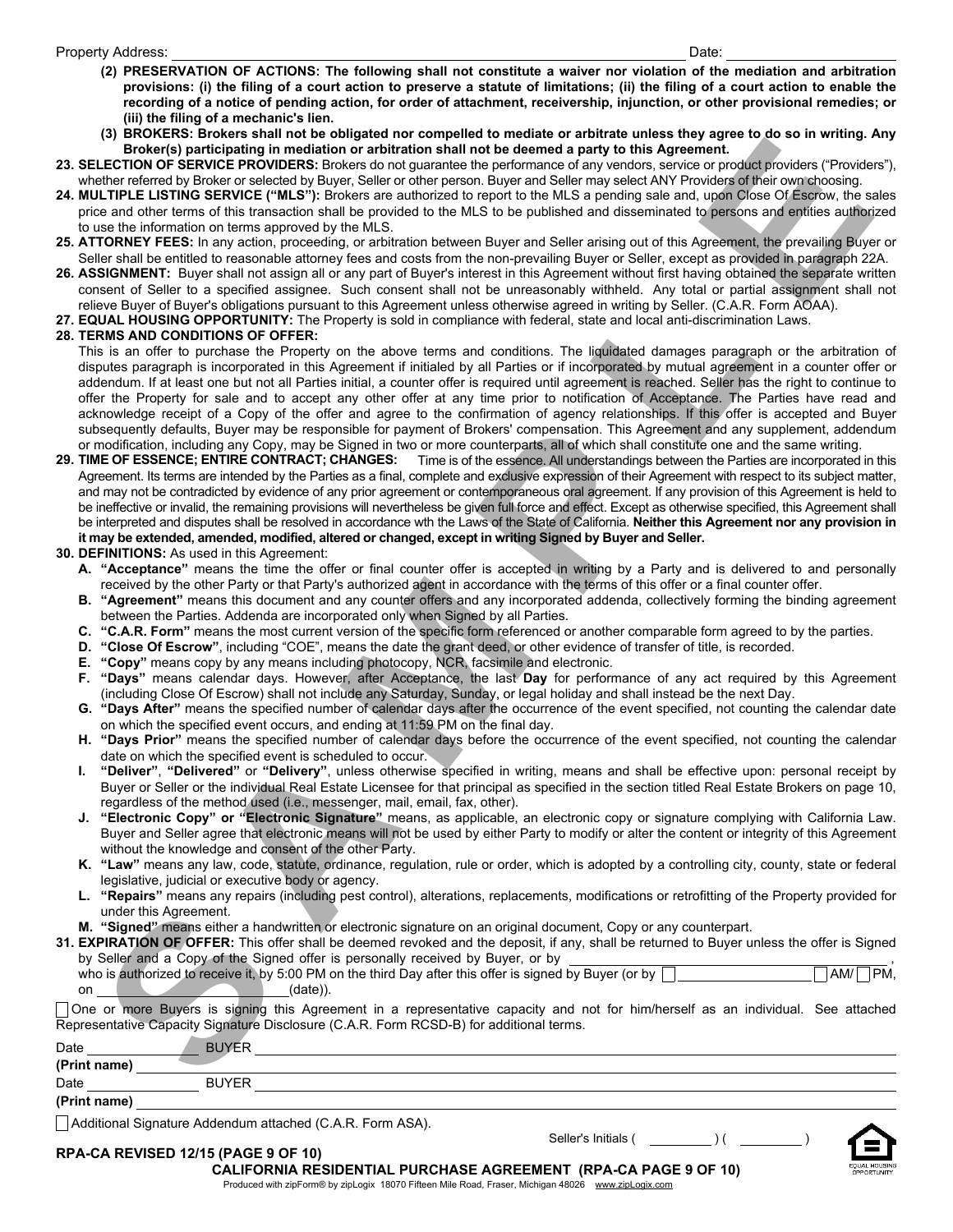Property Address: ______________________________________________ Date: ______________

**(2) PRESERVATION OF ACTIONS: The following shall not constitute a waiver nor violation of the mediation and arbitration provisions: (i) the filing of a court action to preserve a statute of limitations; (ii) the filing of a court action to enable the recording of a notice of pending action, for order of attachment, receivership, injunction, or other provisional remedies; or (iii) the filing of a mechanic's lien.**

**(3) BROKERS: Brokers shall not be obligated nor compelled to mediate or arbitrate unless they agree to do so in writing. Any Broker(s) participating in mediation or arbitration shall not be deemed a party to this Agreement.**

**23. SELECTION OF SERVICE PROVIDERS:** Brokers do not guarantee the performance of any vendors, service or product providers ("Providers"), whether referred by Broker or selected by Buyer, Seller or other person. Buyer and Seller may select ANY Providers of their own choosing.

**24. MULTIPLE LISTING SERVICE ("MLS"):** Brokers are authorized to report to the MLS a pending sale and, upon Close Of Escrow, the sales price and other terms of this transaction shall be provided to the MLS to be published and disseminated to persons and entities authorized to use the information on terms approved by the MLS.

**25. ATTORNEY FEES:** In any action, proceeding, or arbitration between Buyer and Seller arising out of this Agreement, the prevailing Buyer or Seller shall be entitled to reasonable attorney fees and costs from the non-prevailing Buyer or Seller, except as provided in paragraph 22A.

**26. ASSIGNMENT:** Buyer shall not assign all or any part of Buyer's interest in this Agreement without first having obtained the separate written consent of Seller to a specified assignee. Such consent shall not be unreasonably withheld. Any total or partial assignment shall not relieve Buyer of Buyer's obligations pursuant to this Agreement unless otherwise agreed in writing by Seller. (C.A.R. Form AOAA).

**27. EQUAL HOUSING OPPORTUNITY:** The Property is sold in compliance with federal, state and local anti-discrimination Laws.

**28. TERMS AND CONDITIONS OF OFFER:**
This is an offer to purchase the Property on the above terms and conditions. The liquidated damages paragraph or the arbitration of disputes paragraph is incorporated in this Agreement if initialed by all Parties or if incorporated by mutual agreement in a counter offer or addendum. If at least one but not all Parties initial, a counter offer is required until agreement is reached. Seller has the right to continue to offer the Property for sale and to accept any other offer at any time prior to notification of Acceptance. The Parties have read and acknowledge receipt of a Copy of the offer and agree to the confirmation of agency relationships. If this offer is accepted and Buyer subsequently defaults, Buyer may be responsible for payment of Brokers' compensation. This Agreement and any supplement, addendum or modification, including any Copy, may be Signed in two or more counterparts, all of which shall constitute one and the same writing.

**29. TIME OF ESSENCE; ENTIRE CONTRACT; CHANGES:** Time is of the essence. All understandings between the Parties are incorporated in this Agreement. Its terms are intended by the Parties as a final, complete and exclusive expression of their Agreement with respect to its subject matter, and may not be contradicted by evidence of any prior agreement or contemporaneous oral agreement. If any provision of this Agreement is held to be ineffective or invalid, the remaining provisions will nevertheless be given full force and effect. Except as otherwise specified, this Agreement shall be interpreted and disputes shall be resolved in accordance wth the Laws of the State of California. **Neither this Agreement nor any provision in it may be extended, amended, modified, altered or changed, except in writing Signed by Buyer and Seller.**

**30. DEFINITIONS:** As used in this Agreement:

**A. "Acceptance"** means the time the offer or final counter offer is accepted in writing by a Party and is delivered to and personally received by the other Party or that Party's authorized agent in accordance with the terms of this offer or a final counter offer.

**B. "Agreement"** means this document and any counter offers and any incorporated addenda, collectively forming the binding agreement between the Parties. Addenda are incorporated only when Signed by all Parties.

**C. "C.A.R. Form"** means the most current version of the specific form referenced or another comparable form agreed to by the parties.

**D. "Close Of Escrow"**, including "COE", means the date the grant deed, or other evidence of transfer of title, is recorded.

**E. "Copy"** means copy by any means including photocopy, NCR, facsimile and electronic.

**F. "Days"** means calendar days. However, after Acceptance, the last **Day** for performance of any act required by this Agreement (including Close Of Escrow) shall not include any Saturday, Sunday, or legal holiday and shall instead be the next Day.

**G. "Days After"** means the specified number of calendar days after the occurrence of the event specified, not counting the calendar date on which the specified event occurs, and ending at 11:59 PM on the final day.

**H. "Days Prior"** means the specified number of calendar days before the occurrence of the event specified, not counting the calendar date on which the specified event is scheduled to occur.

**I. "Deliver", "Delivered"** or **"Delivery"**, unless otherwise specified in writing, means and shall be effective upon: personal receipt by Buyer or Seller or the individual Real Estate Licensee for that principal as specified in the section titled Real Estate Brokers on page 10, regardless of the method used (i.e., messenger, mail, email, fax, other).

**J. "Electronic Copy" or "Electronic Signature"** means, as applicable, an electronic copy or signature complying with California Law. Buyer and Seller agree that electronic means will not be used by either Party to modify or alter the content or integrity of this Agreement without the knowledge and consent of the other Party.

**K. "Law"** means any law, code, statute, ordinance, regulation, rule or order, which is adopted by a controlling city, county, state or federal legislative, judicial or executive body or agency.

**L. "Repairs"** means any repairs (including pest control), alterations, replacements, modifications or retrofitting of the Property provided for under this Agreement.

**M. "Signed"** means either a handwritten or electronic signature on an original document, Copy or any counterpart.

**31. EXPIRATION OF OFFER:** This offer shall be deemed revoked and the deposit, if any, shall be returned to Buyer unless the offer is Signed by Seller and a Copy of the Signed offer is personally received by Buyer, or by ______________________________, who is authorized to receive it, by 5:00 PM on the third Day after this offer is signed by Buyer (or by ☐ ______________ ☐ AM/ ☐ PM, on ______________ (date)).

☐ One or more Buyers is signing this Agreement in a representative capacity and not for him/herself as an individual. See attached Representative Capacity Signature Disclosure (C.A.R. Form RCSD-B) for additional terms.

Date ____________ BUYER ______________________________________________

**(Print name)** ______________________________________________

Date ____________ BUYER ______________________________________________

**(Print name)** ______________________________________________

☐ Additional Signature Addendum attached (C.A.R. Form ASA).

Seller's Initials ( ________ ) ( ________ )

**RPA-CA REVISED 12/15 (PAGE 9 OF 10)**

**CALIFORNIA RESIDENTIAL PURCHASE AGREEMENT (RPA-CA PAGE 9 OF 10)**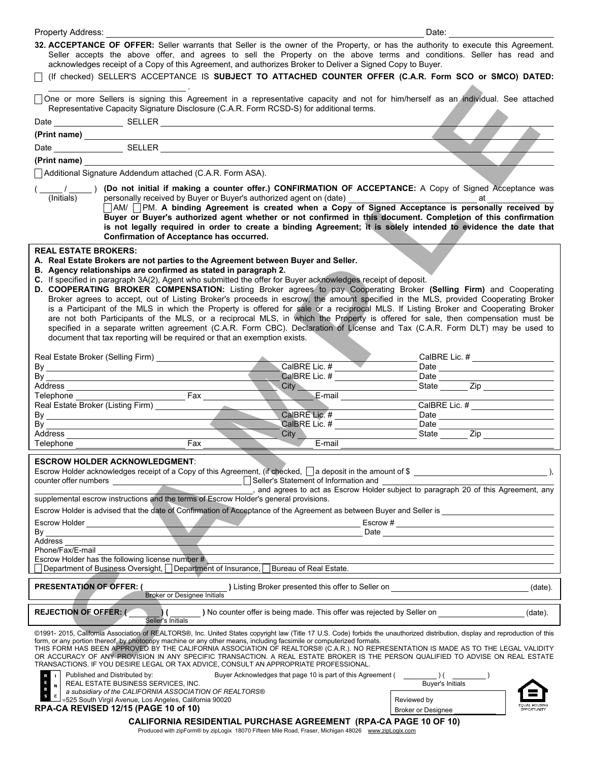Property Address: ______________________________ Date: ______________

**32. ACCEPTANCE OF OFFER:** Seller warrants that Seller is the owner of the Property, or has the authority to execute this Agreement. Seller accepts the above offer, and agrees to sell the Property on the above terms and conditions. Seller has read and acknowledges receipt of a Copy of this Agreement, and authorizes Broker to Deliver a Signed Copy to Buyer.

☐ (If checked) SELLER'S ACCEPTANCE IS **SUBJECT TO ATTACHED COUNTER OFFER (C.A.R. Form SCO or SMCO) DATED:** ______________ .

☐ One or more Sellers is signing this Agreement in a representative capacity and not for him/herself as an individual. See attached Representative Capacity Signature Disclosure (C.A.R. Form RCSD-S) for additional terms.

Date ______________ SELLER ______________________________

**(Print name)** ______________________________

Date ______________ SELLER ______________________________

**(Print name)** ______________________________

☐ Additional Signature Addendum attached (C.A.R. Form ASA).

( _____ / _____ ) (Initials) **(Do not initial if making a counter offer.) CONFIRMATION OF ACCEPTANCE:** A Copy of Signed Acceptance was personally received by Buyer or Buyer's authorized agent on (date) ______________ at ______ ☐ AM/ ☐ PM. **A binding Agreement is created when a Copy of Signed Acceptance is personally received by Buyer or Buyer's authorized agent whether or not confirmed in this document. Completion of this confirmation is not legally required in order to create a binding Agreement; it is solely intended to evidence the date that Confirmation of Acceptance has occurred.**

**REAL ESTATE BROKERS:**

**A. Real Estate Brokers are not parties to the Agreement between Buyer and Seller.**

**B. Agency relationships are confirmed as stated in paragraph 2.**

**C.** If specified in paragraph 3A(2), Agent who submitted the offer for Buyer acknowledges receipt of deposit.

**D. COOPERATING BROKER COMPENSATION:** Listing Broker agrees to pay Cooperating Broker **(Selling Firm)** and Cooperating Broker agrees to accept, out of Listing Broker's proceeds in escrow, the amount specified in the MLS, provided Cooperating Broker is a Participant of the MLS in which the Property is offered for sale or a reciprocal MLS. If Listing Broker and Cooperating Broker are not both Participants of the MLS, or a reciprocal MLS, in which the Property is offered for sale, then compensation must be specified in a separate written agreement (C.A.R. Form CBC). Declaration of License and Tax (C.A.R. Form DLT) may be used to document that tax reporting will be required or that an exemption exists.

Real Estate Broker (Selling Firm) ______________________________ CalBRE Lic. # ______________
By ______________________________ CalBRE Lic. # ______________ Date ______________
By ______________________________ CalBRE Lic. # ______________ Date ______________
Address ______________________________ City ______________ State ______ Zip ______
Telephone ______________ Fax ______________ E-mail ______________

Real Estate Broker (Listing Firm) ______________________________ CalBRE Lic. # ______________
By ______________________________ CalBRE Lic. # ______________ Date ______________
By ______________________________ CalBRE Lic. # ______________ Date ______________
Address ______________________________ City ______________ State ______ Zip ______
Telephone ______________ Fax ______________ E-mail ______________

**ESCROW HOLDER ACKNOWLEDGMENT**:

Escrow Holder acknowledges receipt of a Copy of this Agreement, (if checked, ☐ a deposit in the amount of $ ______________ ), counter offer numbers ______________ ☐ Seller's Statement of Information and ______________ ______________, and agrees to act as Escrow Holder subject to paragraph 20 of this Agreement, any supplemental escrow instructions and the terms of Escrow Holder's general provisions.

Escrow Holder is advised that the date of Confirmation of Acceptance of the Agreement as between Buyer and Seller is ______________

Escrow Holder ______________________________ Escrow # ______________
By ______________________________ Date ______________
Address ______________________________
Phone/Fax/E-mail ______________________________
Escrow Holder has the following license number # ______________
☐ Department of Business Oversight, ☐ Department of Insurance, ☐ Bureau of Real Estate.

**PRESENTATION OF OFFER: (** ______________ **)** Listing Broker presented this offer to Seller on ______________ (date).
Broker or Designee Initials

**REJECTION OF OFFER: (** ______ **) (** ______ **)** No counter offer is being made. This offer was rejected by Seller on ______________ (date).
Seller's Initials

©1991- 2015, California Association of REALTORS®, Inc. United States copyright law (Title 17 U.S. Code) forbids the unauthorized distribution, display and reproduction of this form, or any portion thereof, by photocopy machine or any other means, including facsimile or computerized formats.

THIS FORM HAS BEEN APPROVED BY THE CALIFORNIA ASSOCIATION OF REALTORS® (C.A.R.). NO REPRESENTATION IS MADE AS TO THE LEGAL VALIDITY OR ACCURACY OF ANY PROVISION IN ANY SPECIFIC TRANSACTION. A REAL ESTATE BROKER IS THE PERSON QUALIFIED TO ADVISE ON REAL ESTATE TRANSACTIONS. IF YOU DESIRE LEGAL OR TAX ADVICE, CONSULT AN APPROPRIATE PROFESSIONAL.

Published and Distributed by:
REAL ESTATE BUSINESS SERVICES, INC.
*a subsidiary of the CALIFORNIA ASSOCIATION OF REALTORS®*
525 South Virgil Avenue, Los Angeles, California 90020

Buyer Acknowledges that page 10 is part of this Agreement ( ______ ) ( ______ )
Buyer's Initials

**RPA-CA REVISED 12/15 (PAGE 10 of 10)**

Reviewed by
Broker or Designee ______

**CALIFORNIA RESIDENTIAL PURCHASE AGREEMENT (RPA-CA PAGE 10 OF 10)**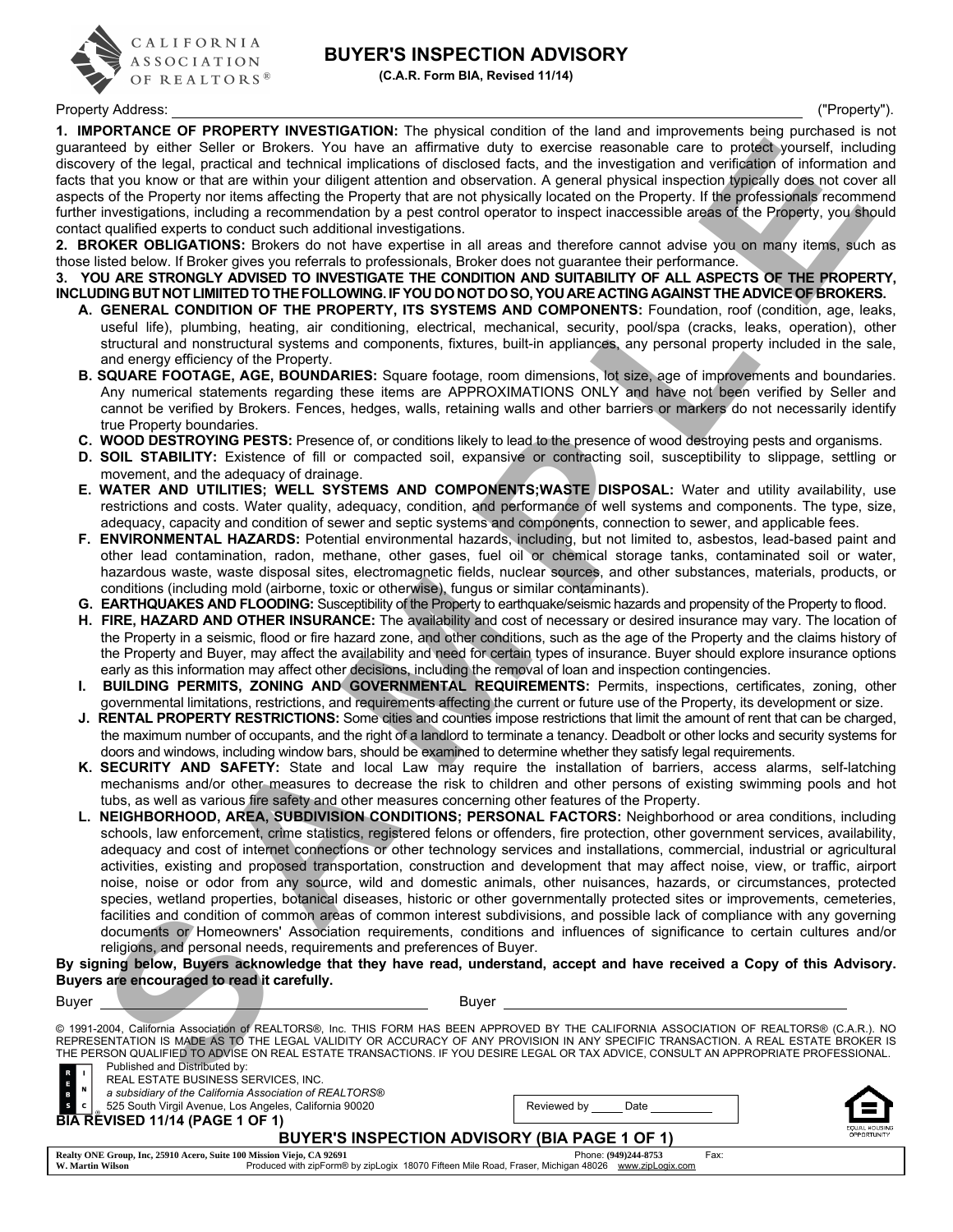CALIFORNIA ASSOCIATION OF REALTORS®

# BUYER'S INSPECTION ADVISORY

**(C.A.R. Form BIA, Revised 11/14)**

Property Address: ______________________________________________ ("Property").

**1. IMPORTANCE OF PROPERTY INVESTIGATION:** The physical condition of the land and improvements being purchased is not guaranteed by either Seller or Brokers. You have an affirmative duty to exercise reasonable care to protect yourself, including discovery of the legal, practical and technical implications of disclosed facts, and the investigation and verification of information and facts that you know or that are within your diligent attention and observation. A general physical inspection typically does not cover all aspects of the Property nor items affecting the Property that are not physically located on the Property. If the professionals recommend further investigations, including a recommendation by a pest control operator to inspect inaccessible areas of the Property, you should contact qualified experts to conduct such additional investigations.

**2. BROKER OBLIGATIONS:** Brokers do not have expertise in all areas and therefore cannot advise you on many items, such as those listed below. If Broker gives you referrals to professionals, Broker does not guarantee their performance.

**3. YOU ARE STRONGLY ADVISED TO INVESTIGATE THE CONDITION AND SUITABILITY OF ALL ASPECTS OF THE PROPERTY, INCLUDING BUT NOT LIMIITED TO THE FOLLOWING. IF YOU DO NOT DO SO, YOU ARE ACTING AGAINST THE ADVICE OF BROKERS.**

**A. GENERAL CONDITION OF THE PROPERTY, ITS SYSTEMS AND COMPONENTS:** Foundation, roof (condition, age, leaks, useful life), plumbing, heating, air conditioning, electrical, mechanical, security, pool/spa (cracks, leaks, operation), other structural and nonstructural systems and components, fixtures, built-in appliances, any personal property included in the sale, and energy efficiency of the Property.

**B. SQUARE FOOTAGE, AGE, BOUNDARIES:** Square footage, room dimensions, lot size, age of improvements and boundaries. Any numerical statements regarding these items are APPROXIMATIONS ONLY and have not been verified by Seller and cannot be verified by Brokers. Fences, hedges, walls, retaining walls and other barriers or markers do not necessarily identify true Property boundaries.

**C. WOOD DESTROYING PESTS:** Presence of, or conditions likely to lead to the presence of wood destroying pests and organisms.

**D. SOIL STABILITY:** Existence of fill or compacted soil, expansive or contracting soil, susceptibility to slippage, settling or movement, and the adequacy of drainage.

**E. WATER AND UTILITIES; WELL SYSTEMS AND COMPONENTS;WASTE DISPOSAL:** Water and utility availability, use restrictions and costs. Water quality, adequacy, condition, and performance of well systems and components. The type, size, adequacy, capacity and condition of sewer and septic systems and components, connection to sewer, and applicable fees.

**F. ENVIRONMENTAL HAZARDS:** Potential environmental hazards, including, but not limited to, asbestos, lead-based paint and other lead contamination, radon, methane, other gases, fuel oil or chemical storage tanks, contaminated soil or water, hazardous waste, waste disposal sites, electromagnetic fields, nuclear sources, and other substances, materials, products, or conditions (including mold (airborne, toxic or otherwise), fungus or similar contaminants).

**G. EARTHQUAKES AND FLOODING:** Susceptibility of the Property to earthquake/seismic hazards and propensity of the Property to flood.

**H. FIRE, HAZARD AND OTHER INSURANCE:** The availability and cost of necessary or desired insurance may vary. The location of the Property in a seismic, flood or fire hazard zone, and other conditions, such as the age of the Property and the claims history of the Property and Buyer, may affect the availability and need for certain types of insurance. Buyer should explore insurance options early as this information may affect other decisions, including the removal of loan and inspection contingencies.

**I. BUILDING PERMITS, ZONING AND GOVERNMENTAL REQUIREMENTS:** Permits, inspections, certificates, zoning, other governmental limitations, restrictions, and requirements affecting the current or future use of the Property, its development or size.

**J. RENTAL PROPERTY RESTRICTIONS:** Some cities and counties impose restrictions that limit the amount of rent that can be charged, the maximum number of occupants, and the right of a landlord to terminate a tenancy. Deadbolt or other locks and security systems for doors and windows, including window bars, should be examined to determine whether they satisfy legal requirements.

**K. SECURITY AND SAFETY:** State and local Law may require the installation of barriers, access alarms, self-latching mechanisms and/or other measures to decrease the risk to children and other persons of existing swimming pools and hot tubs, as well as various fire safety and other measures concerning other features of the Property.

**L. NEIGHBORHOOD, AREA, SUBDIVISION CONDITIONS; PERSONAL FACTORS:** Neighborhood or area conditions, including schools, law enforcement, crime statistics, registered felons or offenders, fire protection, other government services, availability, adequacy and cost of internet connections or other technology services and installations, commercial, industrial or agricultural activities, existing and proposed transportation, construction and development that may affect noise, view, or traffic, airport noise, noise or odor from any source, wild and domestic animals, other nuisances, hazards, or circumstances, protected species, wetland properties, botanical diseases, historic or other governmentally protected sites or improvements, cemeteries, facilities and condition of common areas of common interest subdivisions, and possible lack of compliance with any governing documents or Homeowners' Association requirements, conditions and influences of significance to certain cultures and/or religions, and personal needs, requirements and preferences of Buyer.

**By signing below, Buyers acknowledge that they have read, understand, accept and have received a Copy of this Advisory. Buyers are encouraged to read it carefully.**

Buyer ______________________________ Buyer ______________________________

© 1991-2004, California Association of REALTORS®, Inc. THIS FORM HAS BEEN APPROVED BY THE CALIFORNIA ASSOCIATION OF REALTORS® (C.A.R.). NO REPRESENTATION IS MADE AS TO THE LEGAL VALIDITY OR ACCURACY OF ANY PROVISION IN ANY SPECIFIC TRANSACTION. A REAL ESTATE BROKER IS THE PERSON QUALIFIED TO ADVISE ON REAL ESTATE TRANSACTIONS. IF YOU DESIRE LEGAL OR TAX ADVICE, CONSULT AN APPROPRIATE PROFESSIONAL.

Published and Distributed by:
REAL ESTATE BUSINESS SERVICES, INC.
*a subsidiary of the California Association of REALTORS®*
525 South Virgil Avenue, Los Angeles, California 90020

BIA REVISED 11/14 (PAGE 1 OF 1)

Reviewed by _____ Date _________

**BUYER'S INSPECTION ADVISORY (BIA PAGE 1 OF 1)**

Realty ONE Group, Inc, 25910 Acero, Suite 100 Mission Viejo, CA 92691 Phone: (949)244-8753 Fax:
W. Martin Wilson Produced with zipForm® by zipLogix 18070 Fifteen Mile Road, Fraser, Michigan 48026 www.zipLogix.com